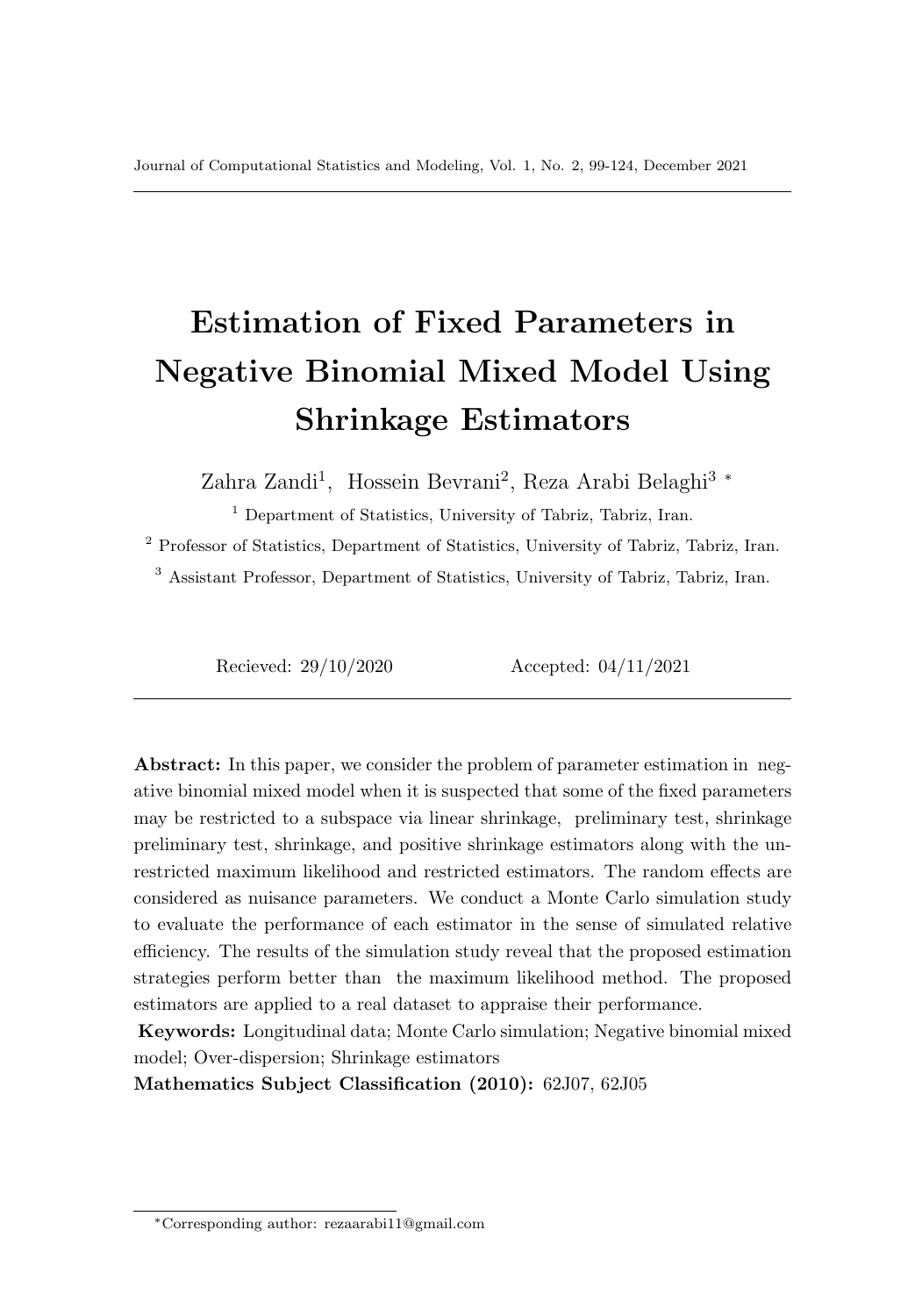# Estimation of Fixed Parameters in Negative Binomial Mixed Model Using Shrinkage Estimators

Zahra Zandi[1], Hossein Bevrani[2], Reza Arabi Belaghi[3] *

[1] Department of Statistics, University of Tabriz, Tabriz, Iran.

[2] Professor of Statistics, Department of Statistics, University of Tabriz, Tabriz, Iran.

[3] Assistant Professor, Department of Statistics, University of Tabriz, Tabriz, Iran.

Recieved: 29/10/2020 Accepted: 04/11/2021

---

**Abstract:** In this paper, we consider the problem of parameter estimation in negative binomial mixed model when it is suspected that some of the fixed parameters may be restricted to a subspace via linear shrinkage, preliminary test, shrinkage preliminary test, shrinkage, and positive shrinkage estimators along with the unrestricted maximum likelihood and restricted estimators. The random effects are considered as nuisance parameters. We conduct a Monte Carlo simulation study to evaluate the performance of each estimator in the sense of simulated relative efficiency. The results of the simulation study reveal that the proposed estimation strategies perform better than the maximum likelihood method. The proposed estimators are applied to a real dataset to appraise their performance.

**Keywords:** Longitudinal data; Monte Carlo simulation; Negative binomial mixed model; Over-dispersion; Shrinkage estimators

**Mathematics Subject Classification (2010):** 62J07, 62J05

---

*Corresponding author: rezaarabi11@gmail.com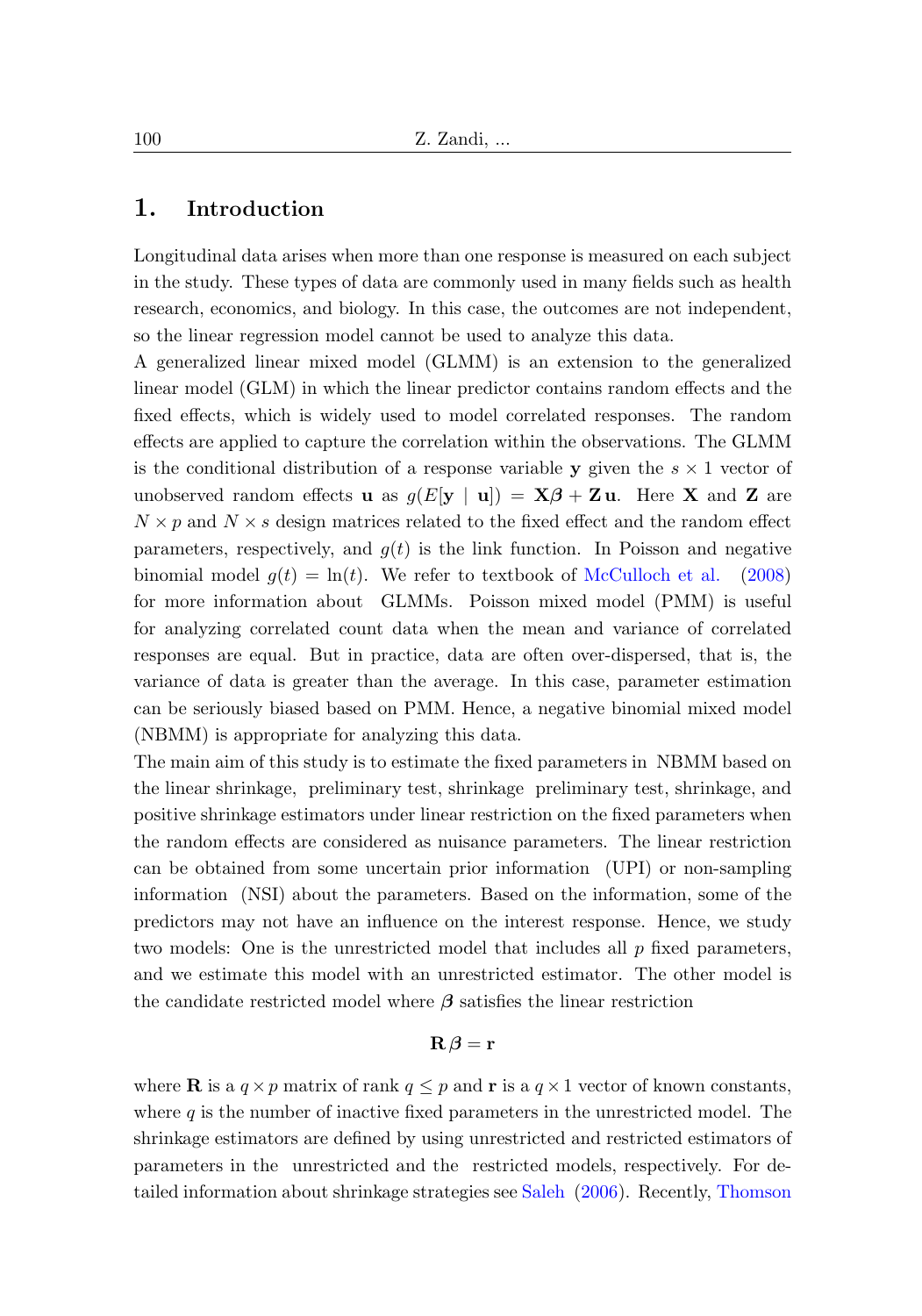## 1. Introduction

Longitudinal data arises when more than one response is measured on each subject in the study. These types of data are commonly used in many fields such as health research, economics, and biology. In this case, the outcomes are not independent, so the linear regression model cannot be used to analyze this data.

A generalized linear mixed model (GLMM) is an extension to the generalized linear model (GLM) in which the linear predictor contains random effects and the fixed effects, which is widely used to model correlated responses. The random effects are applied to capture the correlation within the observations. The GLMM is the conditional distribution of a response variable $\mathbf{y}$ given the $s \times 1$ vector of unobserved random effects $\mathbf{u}$ as $g(E[\mathbf{y} \mid \mathbf{u}]) = \mathbf{X}\boldsymbol{\beta} + \mathbf{Z}\,\mathbf{u}$. Here $\mathbf{X}$ and $\mathbf{Z}$ are $N \times p$ and $N \times s$ design matrices related to the fixed effect and the random effect parameters, respectively, and $g(t)$ is the link function. In Poisson and negative binomial model $g(t) = \ln(t)$. We refer to textbook of McCulloch et al. (2008) for more information about GLMMs. Poisson mixed model (PMM) is useful for analyzing correlated count data when the mean and variance of correlated responses are equal. But in practice, data are often over-dispersed, that is, the variance of data is greater than the average. In this case, parameter estimation can be seriously biased based on PMM. Hence, a negative binomial mixed model (NBMM) is appropriate for analyzing this data.

The main aim of this study is to estimate the fixed parameters in NBMM based on the linear shrinkage, preliminary test, shrinkage preliminary test, shrinkage, and positive shrinkage estimators under linear restriction on the fixed parameters when the random effects are considered as nuisance parameters. The linear restriction can be obtained from some uncertain prior information (UPI) or non-sampling information (NSI) about the parameters. Based on the information, some of the predictors may not have an influence on the interest response. Hence, we study two models: One is the unrestricted model that includes all $p$ fixed parameters, and we estimate this model with an unrestricted estimator. The other model is the candidate restricted model where $\boldsymbol{\beta}$ satisfies the linear restriction

$$\mathbf{R}\,\boldsymbol{\beta} = \mathbf{r}$$

where $\mathbf{R}$ is a $q \times p$ matrix of rank $q \leq p$ and $\mathbf{r}$ is a $q \times 1$ vector of known constants, where $q$ is the number of inactive fixed parameters in the unrestricted model. The shrinkage estimators are defined by using unrestricted and restricted estimators of parameters in the unrestricted and the restricted models, respectively. For detailed information about shrinkage strategies see Saleh (2006). Recently, Thomson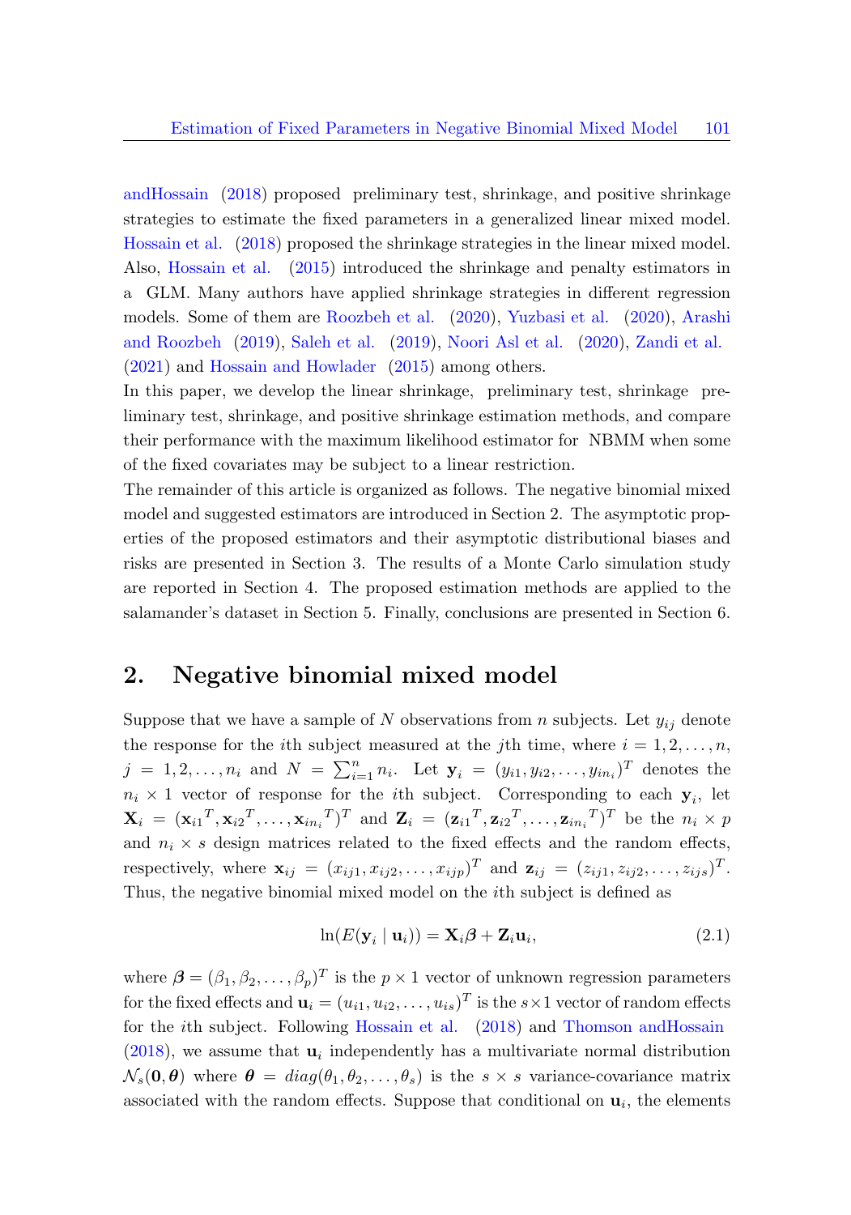andHossain (2018) proposed preliminary test, shrinkage, and positive shrinkage strategies to estimate the fixed parameters in a generalized linear mixed model. Hossain et al. (2018) proposed the shrinkage strategies in the linear mixed model. Also, Hossain et al. (2015) introduced the shrinkage and penalty estimators in a GLM. Many authors have applied shrinkage strategies in different regression models. Some of them are Roozbeh et al. (2020), Yuzbasi et al. (2020), Arashi and Roozbeh (2019), Saleh et al. (2019), Noori Asl et al. (2020), Zandi et al. (2021) and Hossain and Howlader (2015) among others.

In this paper, we develop the linear shrinkage, preliminary test, shrinkage preliminary test, shrinkage, and positive shrinkage estimation methods, and compare their performance with the maximum likelihood estimator for NBMM when some of the fixed covariates may be subject to a linear restriction.

The remainder of this article is organized as follows. The negative binomial mixed model and suggested estimators are introduced in Section 2. The asymptotic properties of the proposed estimators and their asymptotic distributional biases and risks are presented in Section 3. The results of a Monte Carlo simulation study are reported in Section 4. The proposed estimation methods are applied to the salamander's dataset in Section 5. Finally, conclusions are presented in Section 6.

## 2. Negative binomial mixed model

Suppose that we have a sample of $N$ observations from $n$ subjects. Let $y_{ij}$ denote the response for the $i$th subject measured at the $j$th time, where $i = 1, 2, \ldots, n$, $j = 1, 2, \ldots, n_i$ and $N = \sum_{i=1}^{n} n_i$. Let $\mathbf{y}_i = (y_{i1}, y_{i2}, \ldots, y_{in_i})^T$ denotes the $n_i \times 1$ vector of response for the $i$th subject. Corresponding to each $\mathbf{y}_i$, let $\mathbf{X}_i = ({\mathbf{x}_{i1}}^T, {\mathbf{x}_{i2}}^T, \ldots, {\mathbf{x}_{in_i}}^T)^T$ and $\mathbf{Z}_i = ({\mathbf{z}_{i1}}^T, {\mathbf{z}_{i2}}^T, \ldots, {\mathbf{z}_{in_i}}^T)^T$ be the $n_i \times p$ and $n_i \times s$ design matrices related to the fixed effects and the random effects, respectively, where $\mathbf{x}_{ij} = (x_{ij1}, x_{ij2}, \ldots, x_{ijp})^T$ and $\mathbf{z}_{ij} = (z_{ij1}, z_{ij2}, \ldots, z_{ijs})^T$. Thus, the negative binomial mixed model on the $i$th subject is defined as

$$\ln(E(\mathbf{y}_i \mid \mathbf{u}_i)) = \mathbf{X}_i\boldsymbol{\beta} + \mathbf{Z}_i\mathbf{u}_i, \tag{2.1}$$

where $\boldsymbol{\beta} = (\beta_1, \beta_2, \ldots, \beta_p)^T$ is the $p \times 1$ vector of unknown regression parameters for the fixed effects and $\mathbf{u}_i = (u_{i1}, u_{i2}, \ldots, u_{is})^T$ is the $s \times 1$ vector of random effects for the $i$th subject. Following Hossain et al. (2018) and Thomson andHossain (2018), we assume that $\mathbf{u}_i$ independently has a multivariate normal distribution $\mathcal{N}_s(\mathbf{0}, \boldsymbol{\theta})$ where $\boldsymbol{\theta} = diag(\theta_1, \theta_2, \ldots, \theta_s)$ is the $s \times s$ variance-covariance matrix associated with the random effects. Suppose that conditional on $\mathbf{u}_i$, the elements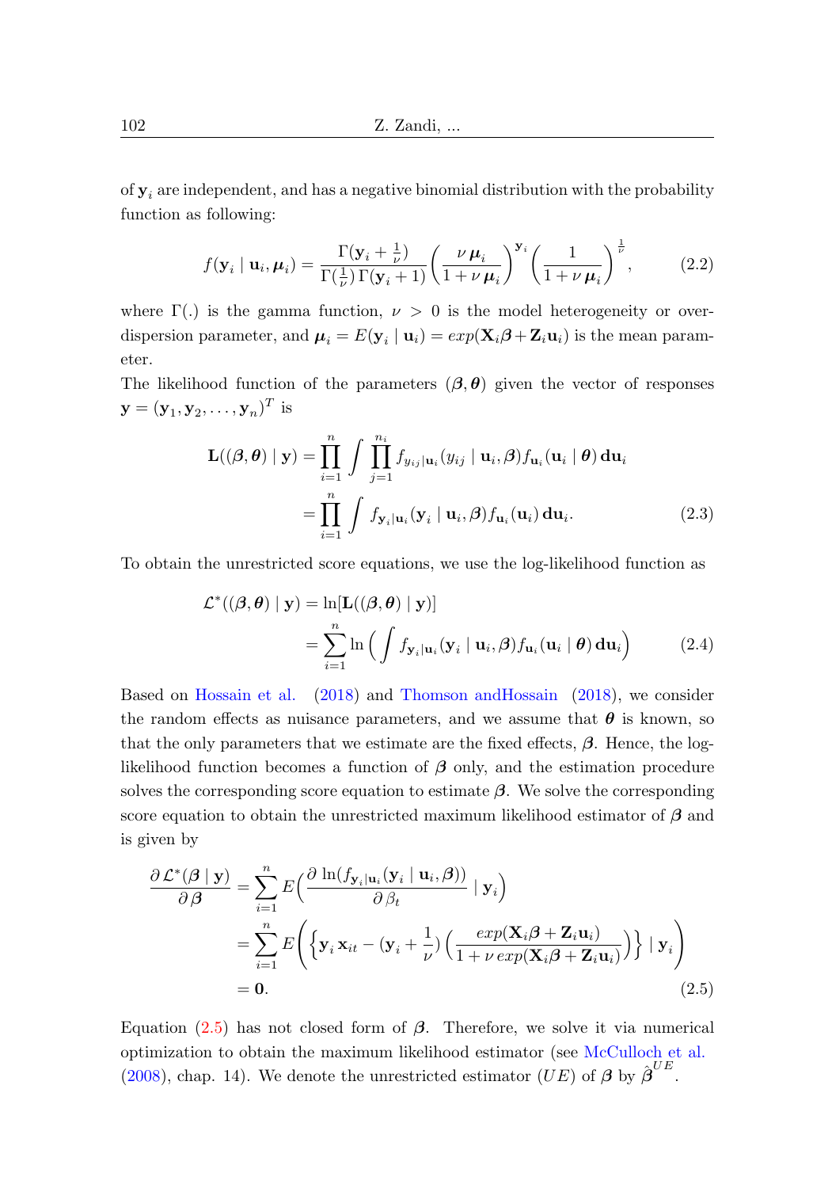of $\mathbf{y}_i$ are independent, and has a negative binomial distribution with the probability function as following:

$$f(\mathbf{y}_i \mid \mathbf{u}_i, \boldsymbol{\mu}_i) = \frac{\Gamma(\mathbf{y}_i + \frac{1}{\nu})}{\Gamma(\frac{1}{\nu})\,\Gamma(\mathbf{y}_i + 1)} \left(\frac{\nu\,\boldsymbol{\mu}_i}{1 + \nu\,\boldsymbol{\mu}_i}\right)^{\mathbf{y}_i} \left(\frac{1}{1 + \nu\,\boldsymbol{\mu}_i}\right)^{\frac{1}{\nu}}, \tag{2.2}$$

where $\Gamma(.)$ is the gamma function, $\nu > 0$ is the model heterogeneity or over-dispersion parameter, and $\boldsymbol{\mu}_i = E(\mathbf{y}_i \mid \mathbf{u}_i) = exp(\mathbf{X}_i\boldsymbol{\beta} + \mathbf{Z}_i\mathbf{u}_i)$ is the mean parameter.

The likelihood function of the parameters $(\boldsymbol{\beta}, \boldsymbol{\theta})$ given the vector of responses $\mathbf{y} = (\mathbf{y}_1, \mathbf{y}_2, \ldots, \mathbf{y}_n)^T$ is

$$\begin{aligned}
\mathbf{L}((\boldsymbol{\beta}, \boldsymbol{\theta}) \mid \mathbf{y}) &= \prod_{i=1}^{n} \int \prod_{j=1}^{n_i} f_{y_{ij}|\mathbf{u}_i}(y_{ij} \mid \mathbf{u}_i, \boldsymbol{\beta}) f_{\mathbf{u}_i}(\mathbf{u}_i \mid \boldsymbol{\theta})\, \mathbf{d}\mathbf{u}_i \\
&= \prod_{i=1}^{n} \int f_{\mathbf{y}_i|\mathbf{u}_i}(\mathbf{y}_i \mid \mathbf{u}_i, \boldsymbol{\beta}) f_{\mathbf{u}_i}(\mathbf{u}_i)\, \mathbf{d}\mathbf{u}_i.
\end{aligned} \tag{2.3}$$

To obtain the unrestricted score equations, we use the log-likelihood function as

$$\begin{aligned}
\mathcal{L}^*((\boldsymbol{\beta}, \boldsymbol{\theta}) \mid \mathbf{y}) &= \ln[\mathbf{L}((\boldsymbol{\beta}, \boldsymbol{\theta}) \mid \mathbf{y})] \\
&= \sum_{i=1}^{n} \ln\Big( \int f_{\mathbf{y}_i|\mathbf{u}_i}(\mathbf{y}_i \mid \mathbf{u}_i, \boldsymbol{\beta}) f_{\mathbf{u}_i}(\mathbf{u}_i \mid \boldsymbol{\theta})\, \mathbf{d}\mathbf{u}_i \Big)
\end{aligned} \tag{2.4}$$

Based on Hossain et al. (2018) and Thomson andHossain (2018), we consider the random effects as nuisance parameters, and we assume that $\boldsymbol{\theta}$ is known, so that the only parameters that we estimate are the fixed effects, $\boldsymbol{\beta}$. Hence, the log-likelihood function becomes a function of $\boldsymbol{\beta}$ only, and the estimation procedure solves the corresponding score equation to estimate $\boldsymbol{\beta}$. We solve the corresponding score equation to obtain the unrestricted maximum likelihood estimator of $\boldsymbol{\beta}$ and is given by

$$\begin{aligned}
\frac{\partial\,\mathcal{L}^*(\boldsymbol{\beta} \mid \mathbf{y})}{\partial\,\boldsymbol{\beta}} &= \sum_{i=1}^{n} E\Big( \frac{\partial\,\ln(f_{\mathbf{y}_i|\mathbf{u}_i}(\mathbf{y}_i \mid \mathbf{u}_i, \boldsymbol{\beta}))}{\partial\,\beta_t} \mid \mathbf{y}_i \Big) \\
&= \sum_{i=1}^{n} E\Bigg( \Big\{ \mathbf{y}_i\,\mathbf{x}_{it} - (\mathbf{y}_i + \frac{1}{\nu}) \Big( \frac{exp(\mathbf{X}_i\boldsymbol{\beta} + \mathbf{Z}_i\mathbf{u}_i)}{1 + \nu\, exp(\mathbf{X}_i\boldsymbol{\beta} + \mathbf{Z}_i\mathbf{u}_i)} \Big) \Big\} \mid \mathbf{y}_i \Bigg) \\
&= \mathbf{0}.
\end{aligned} \tag{2.5}$$

Equation (2.5) has not closed form of $\boldsymbol{\beta}$. Therefore, we solve it via numerical optimization to obtain the maximum likelihood estimator (see McCulloch et al. (2008), chap. 14). We denote the unrestricted estimator $(UE)$ of $\boldsymbol{\beta}$ by $\hat{\boldsymbol{\beta}}^{UE}$.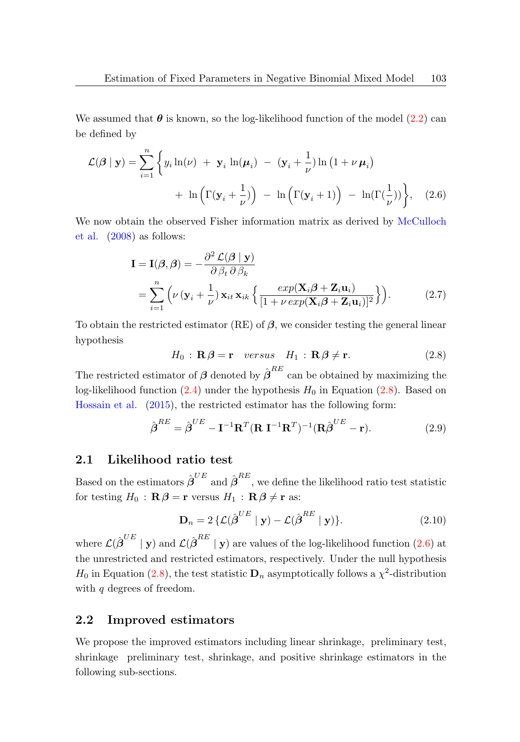We assumed that $\boldsymbol{\theta}$ is known, so the log-likelihood function of the model (2.2) can be defined by

$$\mathcal{L}(\boldsymbol{\beta} \mid \mathbf{y}) = \sum_{i=1}^{n} \left\{ y_i \ln(\nu) \; + \; \mathbf{y}_i \ln(\boldsymbol{\mu}_i) \; - \; (\mathbf{y}_i + \frac{1}{\nu}) \ln\left(1 + \nu\, \boldsymbol{\mu}_i\right) \right.$$
$$\left. + \; \ln\left(\Gamma(\mathbf{y}_i + \frac{1}{\nu})\right) \; - \; \ln\left(\Gamma(\mathbf{y}_i + 1)\right) \; - \; \ln(\Gamma(\frac{1}{\nu})) \right\}, \quad (2.6)$$

We now obtain the observed Fisher information matrix as derived by McCulloch et al. (2008) as follows:

$$\begin{aligned} \mathbf{I} = \mathbf{I}(\boldsymbol{\beta}, \boldsymbol{\beta}) &= -\frac{\partial^2 \mathcal{L}(\boldsymbol{\beta} \mid \mathbf{y})}{\partial \beta_t \, \partial \beta_k} \\ &= \sum_{i=1}^{n} \left( \nu \, (\mathbf{y}_i + \frac{1}{\nu}) \, \mathbf{x}_{it} \, \mathbf{x}_{ik} \left\{ \frac{exp(\mathbf{X}_i \boldsymbol{\beta} + \mathbf{Z}_i \mathbf{u}_i)}{[1 + \nu \, exp(\mathbf{X}_i \boldsymbol{\beta} + \mathbf{Z}_i \mathbf{u}_i)]^2} \right\} \right). \end{aligned} \quad (2.7)$$

To obtain the restricted estimator (RE) of $\boldsymbol{\beta}$, we consider testing the general linear hypothesis

$$H_0 \, : \, \mathbf{R}\, \boldsymbol{\beta} = \mathbf{r} \quad versus \quad H_1 \, : \, \mathbf{R}\, \boldsymbol{\beta} \neq \mathbf{r}. \quad (2.8)$$

The restricted estimator of $\boldsymbol{\beta}$ denoted by $\hat{\boldsymbol{\beta}}^{RE}$ can be obtained by maximizing the log-likelihood function (2.4) under the hypothesis $H_0$ in Equation (2.8). Based on Hossain et al. (2015), the restricted estimator has the following form:

$$\hat{\boldsymbol{\beta}}^{RE} = \hat{\boldsymbol{\beta}}^{UE} - \mathbf{I}^{-1}\mathbf{R}^T(\mathbf{R}\; \mathbf{I}^{-1}\mathbf{R}^T)^{-1}(\mathbf{R}\hat{\boldsymbol{\beta}}^{UE} - \mathbf{r}). \quad (2.9)$$

## 2.1 Likelihood ratio test

Based on the estimators $\hat{\boldsymbol{\beta}}^{UE}$ and $\hat{\boldsymbol{\beta}}^{RE}$, we define the likelihood ratio test statistic for testing $H_0 \, : \, \mathbf{R}\, \boldsymbol{\beta} = \mathbf{r}$ versus $H_1 \, : \, \mathbf{R}\, \boldsymbol{\beta} \neq \mathbf{r}$ as:

$$\mathbf{D}_n = 2 \, \{\mathcal{L}(\hat{\boldsymbol{\beta}}^{UE} \mid \mathbf{y}) - \mathcal{L}(\hat{\boldsymbol{\beta}}^{RE} \mid \mathbf{y})\}. \quad (2.10)$$

where $\mathcal{L}(\hat{\boldsymbol{\beta}}^{UE} \mid \mathbf{y})$ and $\mathcal{L}(\hat{\boldsymbol{\beta}}^{RE} \mid \mathbf{y})$ are values of the log-likelihood function (2.6) at the unrestricted and restricted estimators, respectively. Under the null hypothesis $H_0$ in Equation (2.8), the test statistic $\mathbf{D}_n$ asymptotically follows a $\chi^2$-distribution with $q$ degrees of freedom.

## 2.2 Improved estimators

We propose the improved estimators including linear shrinkage, preliminary test, shrinkage preliminary test, shrinkage, and positive shrinkage estimators in the following sub-sections.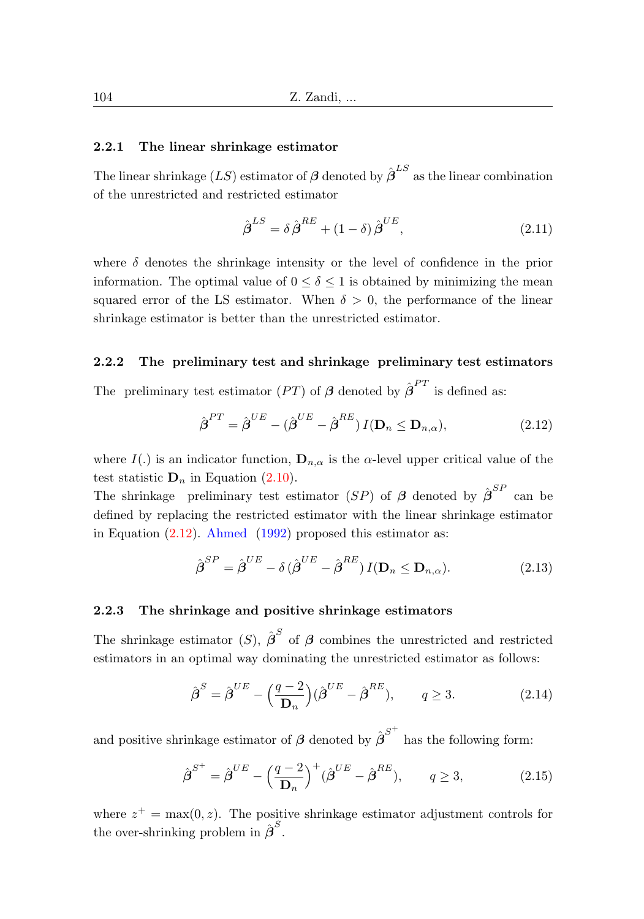#### 2.2.1 The linear shrinkage estimator

The linear shrinkage ($LS$) estimator of $\boldsymbol{\beta}$ denoted by $\hat{\boldsymbol{\beta}}^{LS}$ as the linear combination of the unrestricted and restricted estimator

$$\hat{\boldsymbol{\beta}}^{LS} = \delta\, \hat{\boldsymbol{\beta}}^{RE} + (1-\delta)\, \hat{\boldsymbol{\beta}}^{UE}, \tag{2.11}$$

where $\delta$ denotes the shrinkage intensity or the level of confidence in the prior information. The optimal value of $0 \leq \delta \leq 1$ is obtained by minimizing the mean squared error of the LS estimator. When $\delta > 0$, the performance of the linear shrinkage estimator is better than the unrestricted estimator.

#### 2.2.2 The preliminary test and shrinkage preliminary test estimators

The preliminary test estimator ($PT$) of $\boldsymbol{\beta}$ denoted by $\hat{\boldsymbol{\beta}}^{PT}$ is defined as:

$$\hat{\boldsymbol{\beta}}^{PT} = \hat{\boldsymbol{\beta}}^{UE} - (\hat{\boldsymbol{\beta}}^{UE} - \hat{\boldsymbol{\beta}}^{RE})\, I(\mathbf{D}_n \leq \mathbf{D}_{n,\alpha}), \tag{2.12}$$

where $I(.)$ is an indicator function, $\mathbf{D}_{n,\alpha}$ is the $\alpha$-level upper critical value of the test statistic $\mathbf{D}_n$ in Equation (2.10).

The shrinkage preliminary test estimator ($SP$) of $\boldsymbol{\beta}$ denoted by $\hat{\boldsymbol{\beta}}^{SP}$ can be defined by replacing the restricted estimator with the linear shrinkage estimator in Equation (2.12). Ahmed (1992) proposed this estimator as:

$$\hat{\boldsymbol{\beta}}^{SP} = \hat{\boldsymbol{\beta}}^{UE} - \delta\, (\hat{\boldsymbol{\beta}}^{UE} - \hat{\boldsymbol{\beta}}^{RE})\, I(\mathbf{D}_n \leq \mathbf{D}_{n,\alpha}). \tag{2.13}$$

#### 2.2.3 The shrinkage and positive shrinkage estimators

The shrinkage estimator ($S$), $\hat{\boldsymbol{\beta}}^{S}$ of $\boldsymbol{\beta}$ combines the unrestricted and restricted estimators in an optimal way dominating the unrestricted estimator as follows:

$$\hat{\boldsymbol{\beta}}^{S} = \hat{\boldsymbol{\beta}}^{UE} - \Big(\frac{q-2}{\mathbf{D}_n}\Big)(\hat{\boldsymbol{\beta}}^{UE} - \hat{\boldsymbol{\beta}}^{RE}), \qquad q \geq 3. \tag{2.14}$$

and positive shrinkage estimator of $\boldsymbol{\beta}$ denoted by $\hat{\boldsymbol{\beta}}^{S^+}$ has the following form:

$$\hat{\boldsymbol{\beta}}^{S^+} = \hat{\boldsymbol{\beta}}^{UE} - \Big(\frac{q-2}{\mathbf{D}_n}\Big)^+(\hat{\boldsymbol{\beta}}^{UE} - \hat{\boldsymbol{\beta}}^{RE}), \qquad q \geq 3, \tag{2.15}$$

where $z^+ = \max(0, z)$. The positive shrinkage estimator adjustment controls for the over-shrinking problem in $\hat{\boldsymbol{\beta}}^{S}$.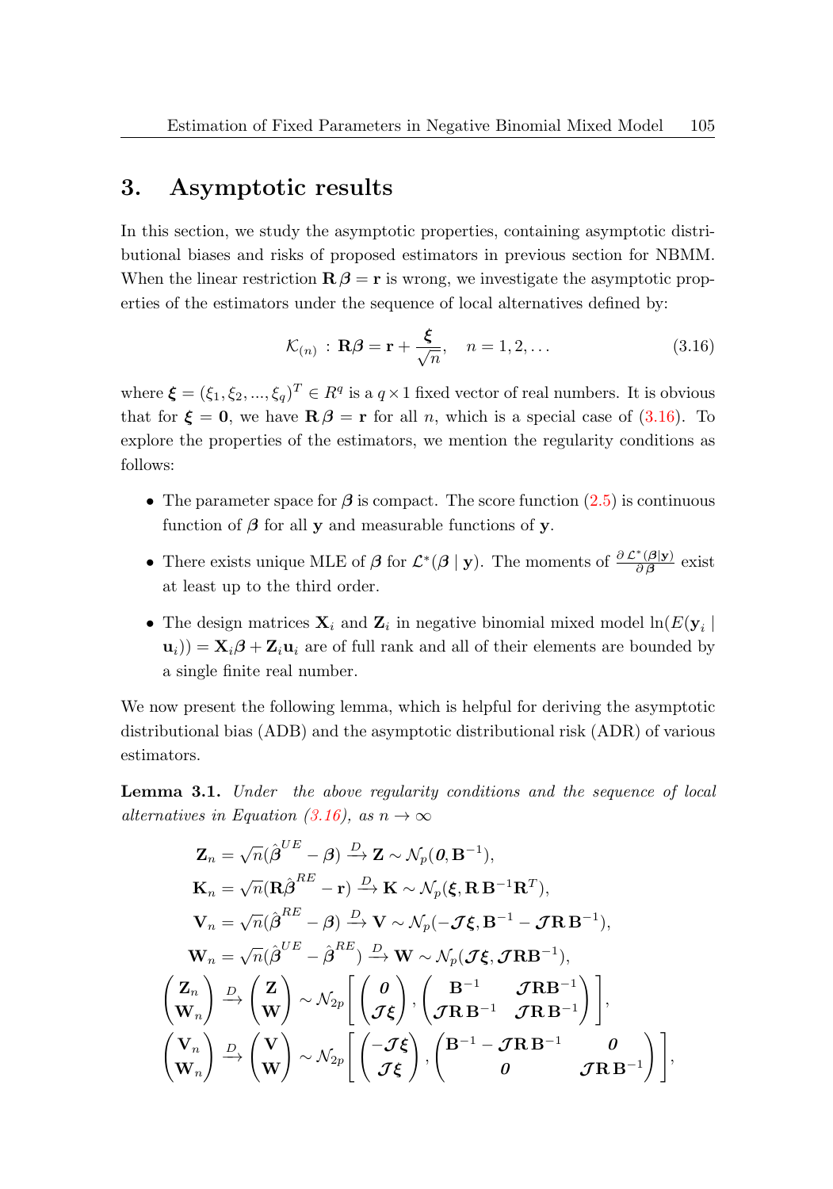## 3. Asymptotic results

In this section, we study the asymptotic properties, containing asymptotic distributional biases and risks of proposed estimators in previous section for NBMM. When the linear restriction $\mathbf{R}\boldsymbol{\beta} = \mathbf{r}$ is wrong, we investigate the asymptotic properties of the estimators under the sequence of local alternatives defined by:

$$\mathcal{K}_{(n)} \;:\; \mathbf{R}\boldsymbol{\beta} = \mathbf{r} + \frac{\boldsymbol{\xi}}{\sqrt{n}}, \quad n = 1, 2, \ldots \tag{3.16}$$

where $\boldsymbol{\xi} = (\xi_1, \xi_2, ..., \xi_q)^T \in R^q$ is a $q \times 1$ fixed vector of real numbers. It is obvious that for $\boldsymbol{\xi} = \mathbf{0}$, we have $\mathbf{R}\boldsymbol{\beta} = \mathbf{r}$ for all $n$, which is a special case of (3.16). To explore the properties of the estimators, we mention the regularity conditions as follows:

- The parameter space for $\boldsymbol{\beta}$ is compact. The score function (2.5) is continuous function of $\boldsymbol{\beta}$ for all $\mathbf{y}$ and measurable functions of $\mathbf{y}$.
- There exists unique MLE of $\boldsymbol{\beta}$ for $\mathcal{L}^*(\boldsymbol{\beta} \mid \mathbf{y})$. The moments of $\frac{\partial \mathcal{L}^*(\boldsymbol{\beta}|\mathbf{y})}{\partial \boldsymbol{\beta}}$ exist at least up to the third order.
- The design matrices $\mathbf{X}_i$ and $\mathbf{Z}_i$ in negative binomial mixed model $\ln(E(\mathbf{y}_i \mid \mathbf{u}_i)) = \mathbf{X}_i\boldsymbol{\beta} + \mathbf{Z}_i\mathbf{u}_i$ are of full rank and all of their elements are bounded by a single finite real number.

We now present the following lemma, which is helpful for deriving the asymptotic distributional bias (ADB) and the asymptotic distributional risk (ADR) of various estimators.

**Lemma 3.1.** *Under the above regularity conditions and the sequence of local alternatives in Equation (3.16), as $n \to \infty$*

$$\begin{aligned}
\mathbf{Z}_n &= \sqrt{n}(\hat{\boldsymbol{\beta}}^{UE} - \boldsymbol{\beta}) \xrightarrow{D} \mathbf{Z} \sim \mathcal{N}_p(\boldsymbol{0}, \mathbf{B}^{-1}),\\
\mathbf{K}_n &= \sqrt{n}(\mathbf{R}\hat{\boldsymbol{\beta}}^{RE} - \mathbf{r}) \xrightarrow{D} \mathbf{K} \sim \mathcal{N}_p(\boldsymbol{\xi}, \mathbf{R}\,\mathbf{B}^{-1}\mathbf{R}^T),\\
\mathbf{V}_n &= \sqrt{n}(\hat{\boldsymbol{\beta}}^{RE} - \boldsymbol{\beta}) \xrightarrow{D} \mathbf{V} \sim \mathcal{N}_p(-\boldsymbol{\mathcal{J}}\boldsymbol{\xi}, \mathbf{B}^{-1} - \boldsymbol{\mathcal{J}}\mathbf{R}\,\mathbf{B}^{-1}),\\
\mathbf{W}_n &= \sqrt{n}(\hat{\boldsymbol{\beta}}^{UE} - \hat{\boldsymbol{\beta}}^{RE}) \xrightarrow{D} \mathbf{W} \sim \mathcal{N}_p(\boldsymbol{\mathcal{J}}\boldsymbol{\xi}, \boldsymbol{\mathcal{J}}\mathbf{R}\mathbf{B}^{-1}),\\
\begin{pmatrix}\mathbf{Z}_n\\ \mathbf{W}_n\end{pmatrix} &\xrightarrow{D} \begin{pmatrix}\mathbf{Z}\\ \mathbf{W}\end{pmatrix} \sim \mathcal{N}_{2p}\left[\begin{pmatrix}\boldsymbol{0}\\ \boldsymbol{\mathcal{J}}\boldsymbol{\xi}\end{pmatrix}, \begin{pmatrix}\mathbf{B}^{-1} & \boldsymbol{\mathcal{J}}\mathbf{R}\mathbf{B}^{-1}\\ \boldsymbol{\mathcal{J}}\mathbf{R}\,\mathbf{B}^{-1} & \boldsymbol{\mathcal{J}}\mathbf{R}\,\mathbf{B}^{-1}\end{pmatrix}\right],\\
\begin{pmatrix}\mathbf{V}_n\\ \mathbf{W}_n\end{pmatrix} &\xrightarrow{D} \begin{pmatrix}\mathbf{V}\\ \mathbf{W}\end{pmatrix} \sim \mathcal{N}_{2p}\left[\begin{pmatrix}-\boldsymbol{\mathcal{J}}\boldsymbol{\xi}\\ \boldsymbol{\mathcal{J}}\boldsymbol{\xi}\end{pmatrix}, \begin{pmatrix}\mathbf{B}^{-1} - \boldsymbol{\mathcal{J}}\mathbf{R}\,\mathbf{B}^{-1} & \boldsymbol{0}\\ \boldsymbol{0} & \boldsymbol{\mathcal{J}}\mathbf{R}\,\mathbf{B}^{-1}\end{pmatrix}\right],
\end{aligned}$$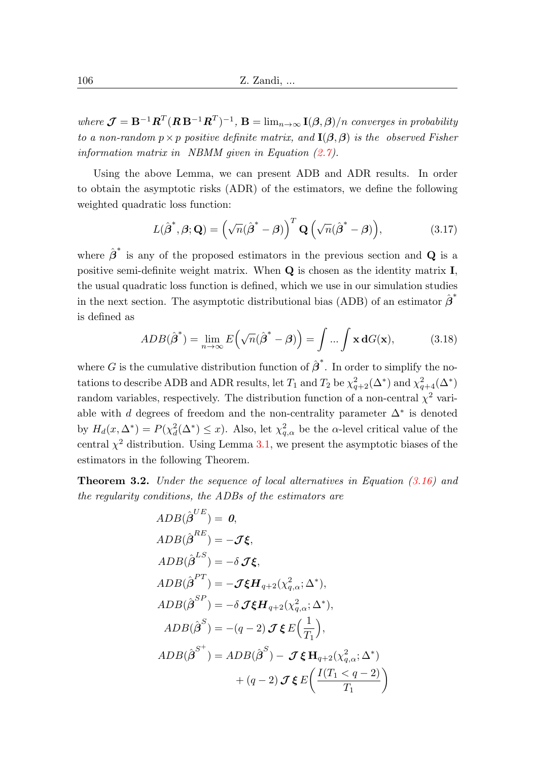*where* $\boldsymbol{\mathcal{J}} = \mathbf{B}^{-1}\boldsymbol{R}^T(\boldsymbol{R}\,\mathbf{B}^{-1}\boldsymbol{R}^T)^{-1}$, $\mathbf{B} = \lim_{n\to\infty}\mathbf{I}(\boldsymbol{\beta},\boldsymbol{\beta})/n$ *converges in probability to a non-random* $p\times p$ *positive definite matrix, and* $\mathbf{I}(\boldsymbol{\beta},\boldsymbol{\beta})$ *is the observed Fisher information matrix in NBMM given in Equation (2.7).*

Using the above Lemma, we can present ADB and ADR results. In order to obtain the asymptotic risks (ADR) of the estimators, we define the following weighted quadratic loss function:

$$L(\hat{\boldsymbol{\beta}}^*,\boldsymbol{\beta};\mathbf{Q}) = \Big(\sqrt{n}(\hat{\boldsymbol{\beta}}^* - \boldsymbol{\beta})\Big)^T\,\mathbf{Q}\,\Big(\sqrt{n}(\hat{\boldsymbol{\beta}}^* - \boldsymbol{\beta})\Big), \tag{3.17}$$

where $\hat{\boldsymbol{\beta}}^*$ is any of the proposed estimators in the previous section and $\mathbf{Q}$ is a positive semi-definite weight matrix. When $\mathbf{Q}$ is chosen as the identity matrix $\mathbf{I}$, the usual quadratic loss function is defined, which we use in our simulation studies in the next section. The asymptotic distributional bias (ADB) of an estimator $\hat{\boldsymbol{\beta}}^*$ is defined as

$$ADB(\hat{\boldsymbol{\beta}}^*) = \lim_{n\to\infty} E\Big(\sqrt{n}(\hat{\boldsymbol{\beta}}^* - \boldsymbol{\beta})\Big) = \int ... \int \mathbf{x}\,\mathbf{d}G(\mathbf{x}), \tag{3.18}$$

where $G$ is the cumulative distribution function of $\hat{\boldsymbol{\beta}}^*$. In order to simplify the notations to describe ADB and ADR results, let $T_1$ and $T_2$ be $\chi^2_{q+2}(\Delta^*)$ and $\chi^2_{q+4}(\Delta^*)$ random variables, respectively. The distribution function of a non-central $\chi^2$ variable with $d$ degrees of freedom and the non-centrality parameter $\Delta^*$ is denoted by $H_d(x,\Delta^*) = P(\chi^2_d(\Delta^*) \le x)$. Also, let $\chi^2_{q,\alpha}$ be the $\alpha$-level critical value of the central $\chi^2$ distribution. Using Lemma 3.1, we present the asymptotic biases of the estimators in the following Theorem.

**Theorem 3.2.** *Under the sequence of local alternatives in Equation (3.16) and the regularity conditions, the ADBs of the estimators are*

$$
\begin{aligned}
ADB(\hat{\boldsymbol{\beta}}^{UE}) &= \boldsymbol{0},\\
ADB(\hat{\boldsymbol{\beta}}^{RE}) &= -\boldsymbol{\mathcal{J}}\boldsymbol{\xi},\\
ADB(\hat{\boldsymbol{\beta}}^{LS}) &= -\delta\,\boldsymbol{\mathcal{J}}\boldsymbol{\xi},\\
ADB(\hat{\boldsymbol{\beta}}^{PT}) &= -\boldsymbol{\mathcal{J}}\boldsymbol{\xi}\boldsymbol{H}_{q+2}(\chi^2_{q,\alpha};\Delta^*),\\
ADB(\hat{\boldsymbol{\beta}}^{SP}) &= -\delta\,\boldsymbol{\mathcal{J}}\boldsymbol{\xi}\boldsymbol{H}_{q+2}(\chi^2_{q,\alpha};\Delta^*),\\
ADB(\hat{\boldsymbol{\beta}}^{S}) &= -(q-2)\,\boldsymbol{\mathcal{J}}\,\boldsymbol{\xi}\,E\Big(\frac{1}{T_1}\Big),\\
ADB(\hat{\boldsymbol{\beta}}^{S^+}) &= ADB(\hat{\boldsymbol{\beta}}^{S}) - \boldsymbol{\mathcal{J}}\,\boldsymbol{\xi}\,\mathbf{H}_{q+2}(\chi^2_{q,\alpha};\Delta^*)\\
&\quad + (q-2)\,\boldsymbol{\mathcal{J}}\,\boldsymbol{\xi}\,E\Big(\frac{I(T_1 < q-2)}{T_1}\Big)
\end{aligned}
$$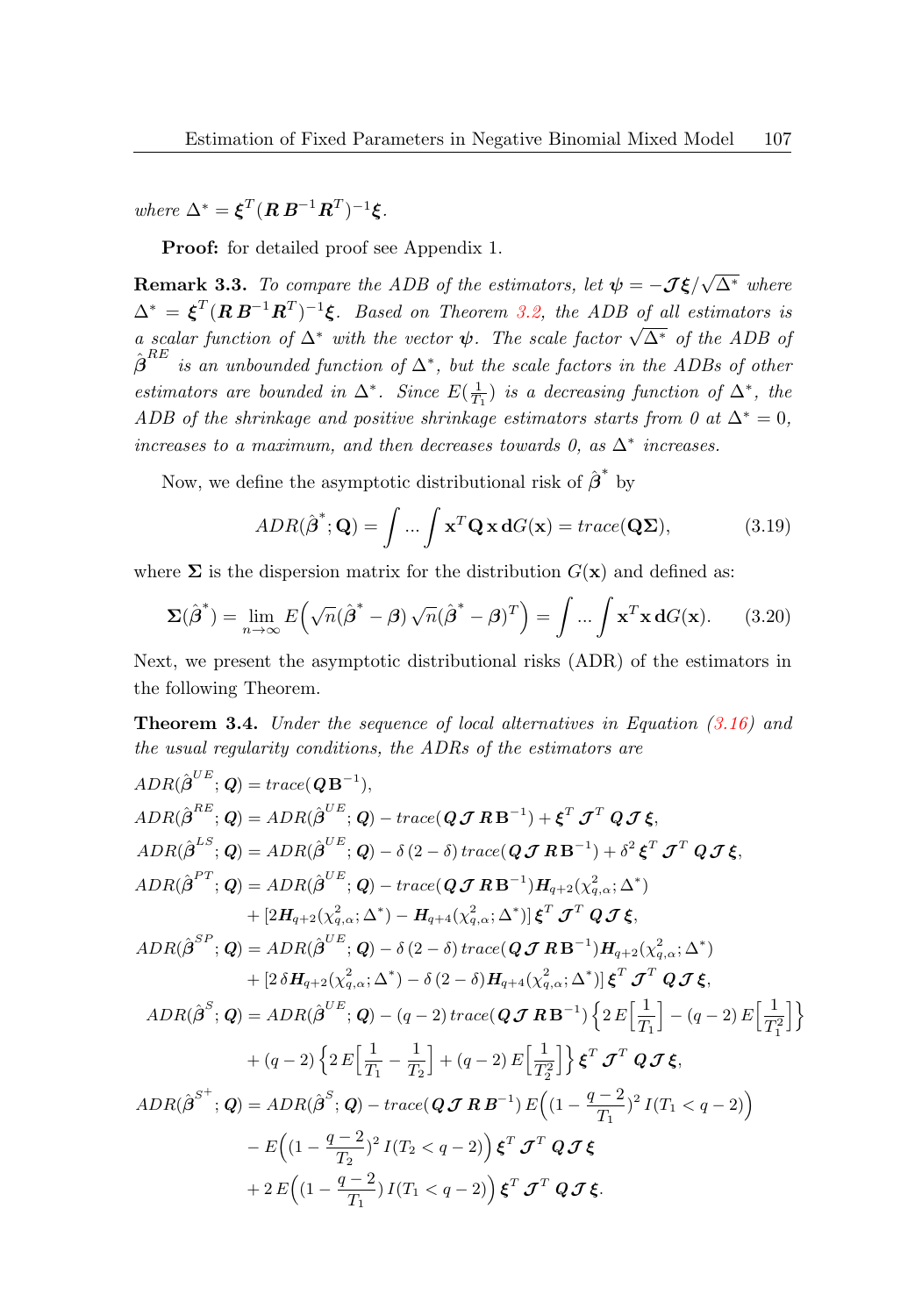*where* $\Delta^* = \boldsymbol{\xi}^T(\boldsymbol{R}\,\boldsymbol{B}^{-1}\boldsymbol{R}^T)^{-1}\boldsymbol{\xi}$.

**Proof:** for detailed proof see Appendix 1.

**Remark 3.3.** *To compare the ADB of the estimators, let* $\boldsymbol{\psi} = -\boldsymbol{\mathcal{J}}\boldsymbol{\xi}/\sqrt{\Delta^*}$ *where* $\Delta^* = \boldsymbol{\xi}^T(\boldsymbol{R}\,\boldsymbol{B}^{-1}\boldsymbol{R}^T)^{-1}\boldsymbol{\xi}$. *Based on Theorem 3.2, the ADB of all estimators is a scalar function of* $\Delta^*$ *with the vector* $\boldsymbol{\psi}$. *The scale factor* $\sqrt{\Delta^*}$ *of the ADB of* $\hat{\boldsymbol{\beta}}^{RE}$ *is an unbounded function of* $\Delta^*$, *but the scale factors in the ADBs of other estimators are bounded in* $\Delta^*$. *Since* $E(\frac{1}{T_1})$ *is a decreasing function of* $\Delta^*$, *the ADB of the shrinkage and positive shrinkage estimators starts from 0 at* $\Delta^* = 0$, *increases to a maximum, and then decreases towards 0, as* $\Delta^*$ *increases.*

Now, we define the asymptotic distributional risk of $\hat{\boldsymbol{\beta}}^*$ by

$$ADR(\hat{\boldsymbol{\beta}}^*;\mathbf{Q}) = \int ... \int \mathbf{x}^T\mathbf{Q}\,\mathbf{x}\,\mathbf{d}G(\mathbf{x}) = trace(\mathbf{Q}\boldsymbol{\Sigma}), \tag{3.19}$$

where $\boldsymbol{\Sigma}$ is the dispersion matrix for the distribution $G(\mathbf{x})$ and defined as:

$$\boldsymbol{\Sigma}(\hat{\boldsymbol{\beta}}^*) = \lim_{n\to\infty} E\Big(\sqrt{n}(\hat{\boldsymbol{\beta}}^* - \boldsymbol{\beta})\,\sqrt{n}(\hat{\boldsymbol{\beta}}^* - \boldsymbol{\beta})^T\Big) = \int ... \int \mathbf{x}^T\mathbf{x}\,\mathbf{d}G(\mathbf{x}). \tag{3.20}$$

Next, we present the asymptotic distributional risks (ADR) of the estimators in the following Theorem.

**Theorem 3.4.** *Under the sequence of local alternatives in Equation (3.16) and the usual regularity conditions, the ADRs of the estimators are*

$$
\begin{aligned}
ADR(\hat{\boldsymbol{\beta}}^{UE};\boldsymbol{Q}) &= trace(\boldsymbol{Q}\,\mathbf{B}^{-1}),\\
ADR(\hat{\boldsymbol{\beta}}^{RE};\boldsymbol{Q}) &= ADR(\hat{\boldsymbol{\beta}}^{UE};\boldsymbol{Q}) - trace(\boldsymbol{Q}\,\boldsymbol{\mathcal{J}}\,\boldsymbol{R}\,\mathbf{B}^{-1}) + \boldsymbol{\xi}^T\,\boldsymbol{\mathcal{J}}^T\,\boldsymbol{Q}\,\boldsymbol{\mathcal{J}}\,\boldsymbol{\xi},\\
ADR(\hat{\boldsymbol{\beta}}^{LS};\boldsymbol{Q}) &= ADR(\hat{\boldsymbol{\beta}}^{UE};\boldsymbol{Q}) - \delta\,(2-\delta)\,trace(\boldsymbol{Q}\,\boldsymbol{\mathcal{J}}\,\boldsymbol{R}\,\mathbf{B}^{-1}) + \delta^2\,\boldsymbol{\xi}^T\,\boldsymbol{\mathcal{J}}^T\,\boldsymbol{Q}\,\boldsymbol{\mathcal{J}}\,\boldsymbol{\xi},\\
ADR(\hat{\boldsymbol{\beta}}^{PT};\boldsymbol{Q}) &= ADR(\hat{\boldsymbol{\beta}}^{UE};\boldsymbol{Q}) - trace(\boldsymbol{Q}\,\boldsymbol{\mathcal{J}}\,\boldsymbol{R}\,\mathbf{B}^{-1})\boldsymbol{H}_{q+2}(\chi^2_{q,\alpha};\Delta^*)\\
&\quad + [2\boldsymbol{H}_{q+2}(\chi^2_{q,\alpha};\Delta^*) - \boldsymbol{H}_{q+4}(\chi^2_{q,\alpha};\Delta^*)]\,\boldsymbol{\xi}^T\,\boldsymbol{\mathcal{J}}^T\,\boldsymbol{Q}\,\boldsymbol{\mathcal{J}}\,\boldsymbol{\xi},\\
ADR(\hat{\boldsymbol{\beta}}^{SP};\boldsymbol{Q}) &= ADR(\hat{\boldsymbol{\beta}}^{UE};\boldsymbol{Q}) - \delta\,(2-\delta)\,trace(\boldsymbol{Q}\,\boldsymbol{\mathcal{J}}\,\boldsymbol{R}\,\mathbf{B}^{-1})\boldsymbol{H}_{q+2}(\chi^2_{q,\alpha};\Delta^*)\\
&\quad + [2\,\delta\boldsymbol{H}_{q+2}(\chi^2_{q,\alpha};\Delta^*) - \delta\,(2-\delta)\boldsymbol{H}_{q+4}(\chi^2_{q,\alpha};\Delta^*)]\,\boldsymbol{\xi}^T\,\boldsymbol{\mathcal{J}}^T\,\boldsymbol{Q}\,\boldsymbol{\mathcal{J}}\,\boldsymbol{\xi},\\
ADR(\hat{\boldsymbol{\beta}}^{S};\boldsymbol{Q}) &= ADR(\hat{\boldsymbol{\beta}}^{UE};\boldsymbol{Q}) - (q-2)\,trace(\boldsymbol{Q}\,\boldsymbol{\mathcal{J}}\,\boldsymbol{R}\,\mathbf{B}^{-1})\Big\{2\,E\Big[\frac{1}{T_1}\Big] - (q-2)\,E\Big[\frac{1}{T_1^2}\Big]\Big\}\\
&\quad + (q-2)\Big\{2\,E\Big[\frac{1}{T_1} - \frac{1}{T_2}\Big] + (q-2)\,E\Big[\frac{1}{T_2^2}\Big]\Big\}\,\boldsymbol{\xi}^T\,\boldsymbol{\mathcal{J}}^T\,\boldsymbol{Q}\,\boldsymbol{\mathcal{J}}\,\boldsymbol{\xi},\\
ADR(\hat{\boldsymbol{\beta}}^{S^+};\boldsymbol{Q}) &= ADR(\hat{\boldsymbol{\beta}}^{S};\boldsymbol{Q}) - trace(\boldsymbol{Q}\,\boldsymbol{\mathcal{J}}\,\boldsymbol{R}\,\boldsymbol{B}^{-1})\,E\Big((1-\frac{q-2}{T_1})^2\,I(T_1 < q-2)\Big)\\
&\quad - E\Big((1-\frac{q-2}{T_2})^2\,I(T_2 < q-2)\Big)\,\boldsymbol{\xi}^T\,\boldsymbol{\mathcal{J}}^T\,\boldsymbol{Q}\,\boldsymbol{\mathcal{J}}\,\boldsymbol{\xi}\\
&\quad + 2\,E\Big((1-\frac{q-2}{T_1})\,I(T_1 < q-2)\Big)\,\boldsymbol{\xi}^T\,\boldsymbol{\mathcal{J}}^T\,\boldsymbol{Q}\,\boldsymbol{\mathcal{J}}\,\boldsymbol{\xi}.
\end{aligned}
$$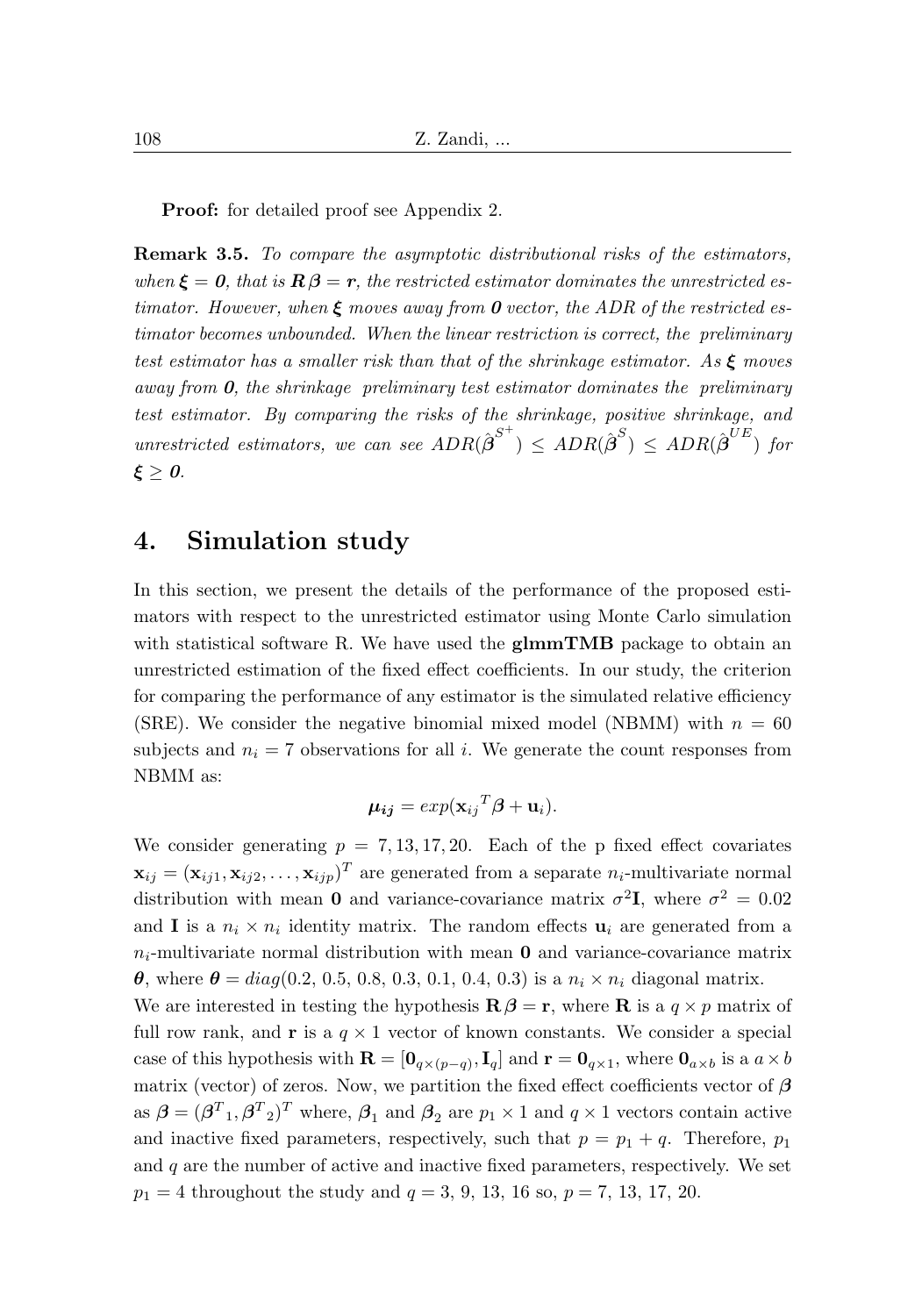**Proof:** for detailed proof see Appendix 2.

**Remark 3.5.** *To compare the asymptotic distributional risks of the estimators, when $\boldsymbol{\xi} = \boldsymbol{0}$, that is $\boldsymbol{R}\boldsymbol{\beta} = \boldsymbol{r}$, the restricted estimator dominates the unrestricted estimator. However, when $\boldsymbol{\xi}$ moves away from $\boldsymbol{0}$ vector, the ADR of the restricted estimator becomes unbounded. When the linear restriction is correct, the preliminary test estimator has a smaller risk than that of the shrinkage estimator. As $\boldsymbol{\xi}$ moves away from $\boldsymbol{0}$, the shrinkage preliminary test estimator dominates the preliminary test estimator. By comparing the risks of the shrinkage, positive shrinkage, and unrestricted estimators, we can see $ADR(\hat{\boldsymbol{\beta}}^{S^+}) \leq ADR(\hat{\boldsymbol{\beta}}^{S}) \leq ADR(\hat{\boldsymbol{\beta}}^{UE})$ for $\boldsymbol{\xi} \geq \boldsymbol{0}$.*

## 4. Simulation study

In this section, we present the details of the performance of the proposed estimators with respect to the unrestricted estimator using Monte Carlo simulation with statistical software R. We have used the **glmmTMB** package to obtain an unrestricted estimation of the fixed effect coefficients. In our study, the criterion for comparing the performance of any estimator is the simulated relative efficiency (SRE). We consider the negative binomial mixed model (NBMM) with $n = 60$ subjects and $n_i = 7$ observations for all $i$. We generate the count responses from NBMM as:

$$\boldsymbol{\mu_{ij}} = exp(\mathbf{x}_{ij}{}^T\boldsymbol{\beta} + \mathbf{u}_i).$$

We consider generating $p = 7, 13, 17, 20$. Each of the p fixed effect covariates $\mathbf{x}_{ij} = (\mathbf{x}_{ij1}, \mathbf{x}_{ij2}, \ldots, \mathbf{x}_{ijp})^T$ are generated from a separate $n_i$-multivariate normal distribution with mean $\mathbf{0}$ and variance-covariance matrix $\sigma^2\mathbf{I}$, where $\sigma^2 = 0.02$ and $\mathbf{I}$ is a $n_i \times n_i$ identity matrix. The random effects $\mathbf{u}_i$ are generated from a $n_i$-multivariate normal distribution with mean $\mathbf{0}$ and variance-covariance matrix $\boldsymbol{\theta}$, where $\boldsymbol{\theta} = diag(0.2, 0.5, 0.8, 0.3, 0.1, 0.4, 0.3)$ is a $n_i \times n_i$ diagonal matrix.

We are interested in testing the hypothesis $\mathbf{R}\boldsymbol{\beta} = \mathbf{r}$, where $\mathbf{R}$ is a $q \times p$ matrix of full row rank, and $\mathbf{r}$ is a $q \times 1$ vector of known constants. We consider a special case of this hypothesis with $\mathbf{R} = [\mathbf{0}_{q\times(p-q)}, \mathbf{I}_q]$ and $\mathbf{r} = \mathbf{0}_{q\times 1}$, where $\mathbf{0}_{a\times b}$ is a $a \times b$ matrix (vector) of zeros. Now, we partition the fixed effect coefficients vector of $\boldsymbol{\beta}$ as $\boldsymbol{\beta} = (\boldsymbol{\beta}^T{}_1, \boldsymbol{\beta}^T{}_2)^T$ where, $\boldsymbol{\beta}_1$ and $\boldsymbol{\beta}_2$ are $p_1 \times 1$ and $q \times 1$ vectors contain active and inactive fixed parameters, respectively, such that $p = p_1 + q$. Therefore, $p_1$ and $q$ are the number of active and inactive fixed parameters, respectively. We set $p_1 = 4$ throughout the study and $q = 3, 9, 13, 16$ so, $p = 7, 13, 17, 20$.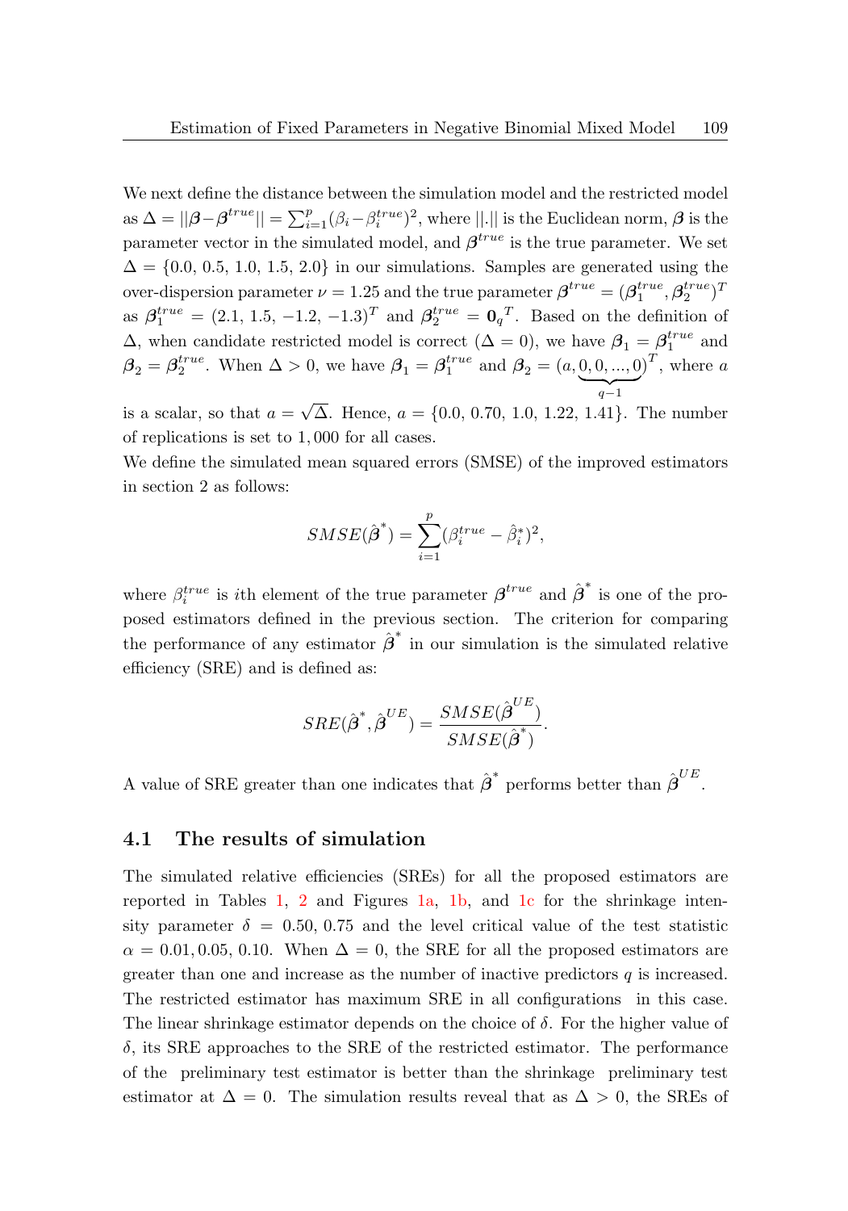We next define the distance between the simulation model and the restricted model as $\Delta = ||\boldsymbol{\beta} - \boldsymbol{\beta}^{true}|| = \sum_{i=1}^{p}(\beta_i - \beta_i^{true})^2$, where $||.||$ is the Euclidean norm, $\boldsymbol{\beta}$ is the parameter vector in the simulated model, and $\boldsymbol{\beta}^{true}$ is the true parameter. We set $\Delta = \{0.0,\ 0.5,\ 1.0,\ 1.5,\ 2.0\}$ in our simulations. Samples are generated using the over-dispersion parameter $\nu = 1.25$ and the true parameter $\boldsymbol{\beta}^{true} = (\boldsymbol{\beta}_1^{true}, \boldsymbol{\beta}_2^{true})^T$ as $\boldsymbol{\beta}_1^{true} = (2.1,\ 1.5,\ -1.2,\ -1.3)^T$ and $\boldsymbol{\beta}_2^{true} = \mathbf{0}_q{}^T$. Based on the definition of $\Delta$, when candidate restricted model is correct ($\Delta = 0$), we have $\boldsymbol{\beta}_1 = \boldsymbol{\beta}_1^{true}$ and $\boldsymbol{\beta}_2 = \boldsymbol{\beta}_2^{true}$. When $\Delta > 0$, we have $\boldsymbol{\beta}_1 = \boldsymbol{\beta}_1^{true}$ and $\boldsymbol{\beta}_2 = (a, \underbrace{0, 0, ..., 0}_{q-1})^T$, where $a$ is a scalar, so that $a = \sqrt{\Delta}$. Hence, $a = \{0.0,\ 0.70,\ 1.0,\ 1.22,\ 1.41\}$. The number of replications is set to $1,000$ for all cases.

We define the simulated mean squared errors (SMSE) of the improved estimators in section 2 as follows:

$$SMSE(\hat{\boldsymbol{\beta}}^*) = \sum_{i=1}^{p}(\beta_i^{true} - \hat{\beta}_i^*)^2,$$

where $\beta_i^{true}$ is $i$th element of the true parameter $\boldsymbol{\beta}^{true}$ and $\hat{\boldsymbol{\beta}}^*$ is one of the proposed estimators defined in the previous section. The criterion for comparing the performance of any estimator $\hat{\boldsymbol{\beta}}^*$ in our simulation is the simulated relative efficiency (SRE) and is defined as:

$$SRE(\hat{\boldsymbol{\beta}}^*, \hat{\boldsymbol{\beta}}^{UE}) = \frac{SMSE(\hat{\boldsymbol{\beta}}^{UE})}{SMSE(\hat{\boldsymbol{\beta}}^*)}.$$

A value of SRE greater than one indicates that $\hat{\boldsymbol{\beta}}^*$ performs better than $\hat{\boldsymbol{\beta}}^{UE}$.

### 4.1 The results of simulation

The simulated relative efficiencies (SREs) for all the proposed estimators are reported in Tables 1, 2 and Figures 1a, 1b, and 1c for the shrinkage intensity parameter $\delta = 0.50, 0.75$ and the level critical value of the test statistic $\alpha = 0.01, 0.05, 0.10$. When $\Delta = 0$, the SRE for all the proposed estimators are greater than one and increase as the number of inactive predictors $q$ is increased. The restricted estimator has maximum SRE in all configurations in this case. The linear shrinkage estimator depends on the choice of $\delta$. For the higher value of $\delta$, its SRE approaches to the SRE of the restricted estimator. The performance of the preliminary test estimator is better than the shrinkage preliminary test estimator at $\Delta = 0$. The simulation results reveal that as $\Delta > 0$, the SREs of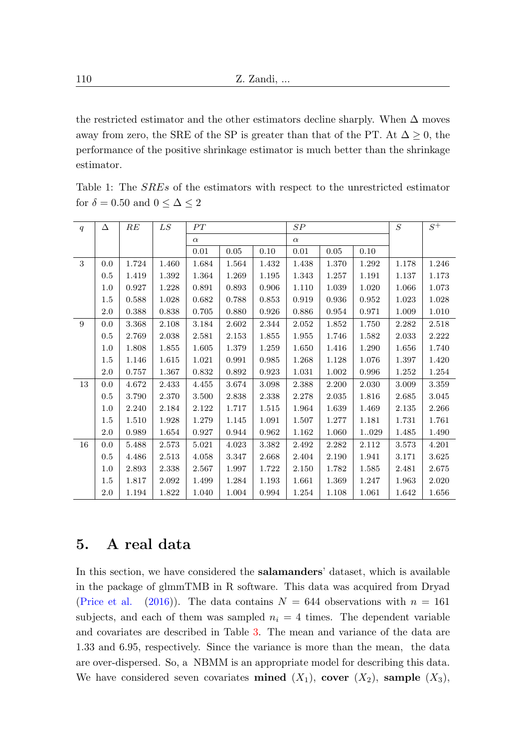the restricted estimator and the other estimators decline sharply. When $\Delta$ moves away from zero, the SRE of the SP is greater than that of the PT. At $\Delta \geq 0$, the performance of the positive shrinkage estimator is much better than the shrinkage estimator.

Table 1: The $SREs$ of the estimators with respect to the unrestricted estimator for $\delta = 0.50$ and $0 \leq \Delta \leq 2$

| $q$ | $\Delta$ | $RE$ | $LS$ | $PT$ | | | $SP$ | | | $S$ | $S^+$ |
|---|---|---|---|---|---|---|---|---|---|---|---|
| | | | | $\alpha$ | | | $\alpha$ | | | | |
| | | | | 0.01 | 0.05 | 0.10 | 0.01 | 0.05 | 0.10 | | |
| 3 | 0.0 | 1.724 | 1.460 | 1.684 | 1.564 | 1.432 | 1.438 | 1.370 | 1.292 | 1.178 | 1.246 |
| | 0.5 | 1.419 | 1.392 | 1.364 | 1.269 | 1.195 | 1.343 | 1.257 | 1.191 | 1.137 | 1.173 |
| | 1.0 | 0.927 | 1.228 | 0.891 | 0.893 | 0.906 | 1.110 | 1.039 | 1.020 | 1.066 | 1.073 |
| | 1.5 | 0.588 | 1.028 | 0.682 | 0.788 | 0.853 | 0.919 | 0.936 | 0.952 | 1.023 | 1.028 |
| | 2.0 | 0.388 | 0.838 | 0.705 | 0.880 | 0.926 | 0.886 | 0.954 | 0.971 | 1.009 | 1.010 |
| 9 | 0.0 | 3.368 | 2.108 | 3.184 | 2.602 | 2.344 | 2.052 | 1.852 | 1.750 | 2.282 | 2.518 |
| | 0.5 | 2.769 | 2.038 | 2.581 | 2.153 | 1.855 | 1.955 | 1.746 | 1.582 | 2.033 | 2.222 |
| | 1.0 | 1.808 | 1.855 | 1.605 | 1.379 | 1.259 | 1.650 | 1.416 | 1.290 | 1.656 | 1.740 |
| | 1.5 | 1.146 | 1.615 | 1.021 | 0.991 | 0.985 | 1.268 | 1.128 | 1.076 | 1.397 | 1.420 |
| | 2.0 | 0.757 | 1.367 | 0.832 | 0.892 | 0.923 | 1.031 | 1.002 | 0.996 | 1.252 | 1.254 |
| 13 | 0.0 | 4.672 | 2.433 | 4.455 | 3.674 | 3.098 | 2.388 | 2.200 | 2.030 | 3.009 | 3.359 |
| | 0.5 | 3.790 | 2.370 | 3.500 | 2.838 | 2.338 | 2.278 | 2.035 | 1.816 | 2.685 | 3.045 |
| | 1.0 | 2.240 | 2.184 | 2.122 | 1.717 | 1.515 | 1.964 | 1.639 | 1.469 | 2.135 | 2.266 |
| | 1.5 | 1.510 | 1.928 | 1.279 | 1.145 | 1.091 | 1.507 | 1.277 | 1.181 | 1.731 | 1.761 |
| | 2.0 | 0.989 | 1.654 | 0.927 | 0.944 | 0.962 | 1.162 | 1.060 | 1..029 | 1.485 | 1.490 |
| 16 | 0.0 | 5.488 | 2.573 | 5.021 | 4.023 | 3.382 | 2.492 | 2.282 | 2.112 | 3.573 | 4.201 |
| | 0.5 | 4.486 | 2.513 | 4.058 | 3.347 | 2.668 | 2.404 | 2.190 | 1.941 | 3.171 | 3.625 |
| | 1.0 | 2.893 | 2.338 | 2.567 | 1.997 | 1.722 | 2.150 | 1.782 | 1.585 | 2.481 | 2.675 |
| | 1.5 | 1.817 | 2.092 | 1.499 | 1.284 | 1.193 | 1.661 | 1.369 | 1.247 | 1.963 | 2.020 |
| | 2.0 | 1.194 | 1.822 | 1.040 | 1.004 | 0.994 | 1.254 | 1.108 | 1.061 | 1.642 | 1.656 |

## 5. A real data

In this section, we have considered the **salamanders**' dataset, which is available in the package of glmmTMB in R software. This data was acquired from Dryad (Price et al. (2016)). The data contains $N = 644$ observations with $n = 161$ subjects, and each of them was sampled $n_i = 4$ times. The dependent variable and covariates are described in Table 3. The mean and variance of the data are 1.33 and 6.95, respectively. Since the variance is more than the mean, the data are over-dispersed. So, a NBMM is an appropriate model for describing this data. We have considered seven covariates **mined** ($X_1$), **cover** ($X_2$), **sample** ($X_3$),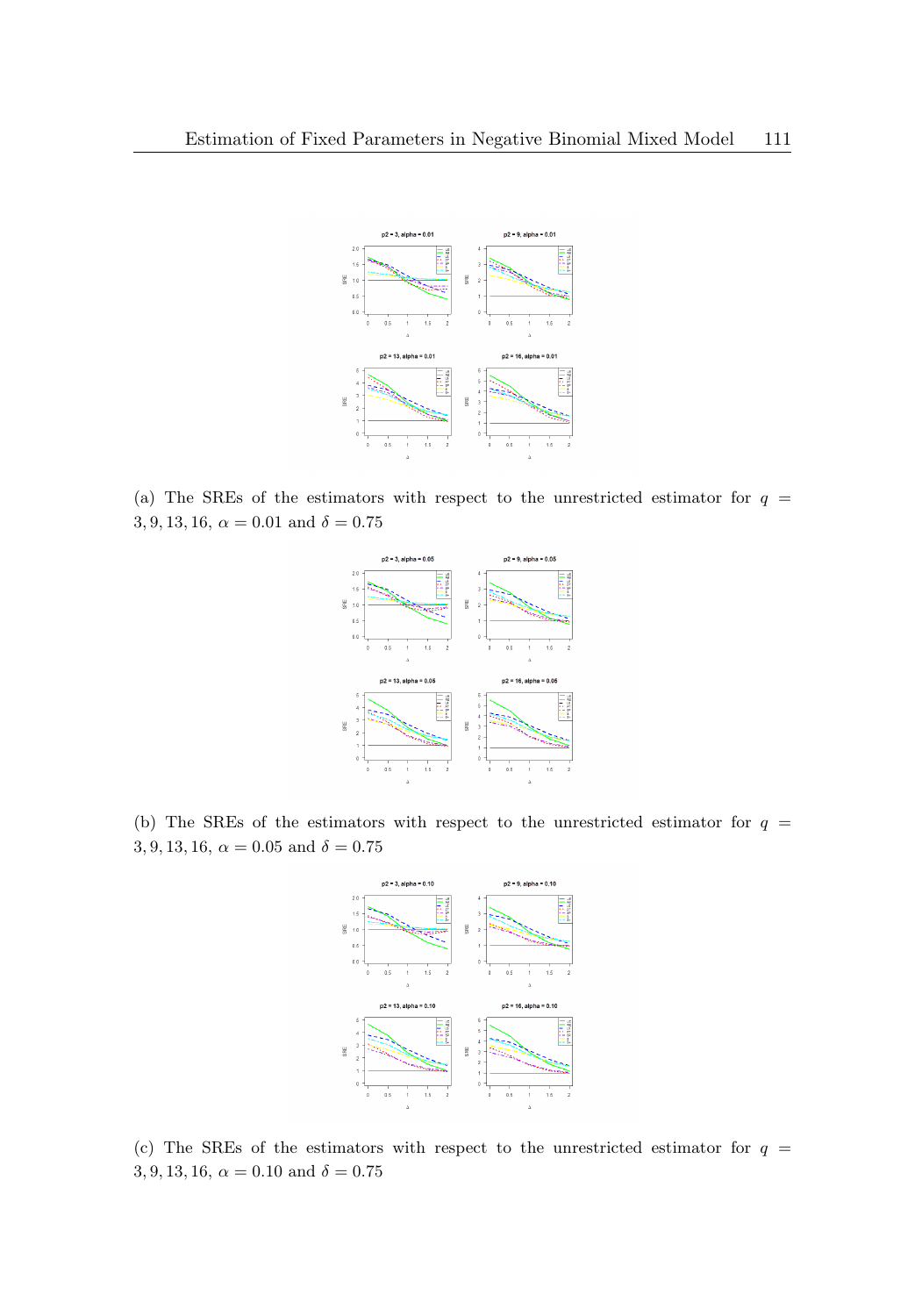(a) The SREs of the estimators with respect to the unrestricted estimator for $q = 3, 9, 13, 16$, $\alpha = 0.01$ and $\delta = 0.75$

(b) The SREs of the estimators with respect to the unrestricted estimator for $q = 3, 9, 13, 16$, $\alpha = 0.05$ and $\delta = 0.75$

(c) The SREs of the estimators with respect to the unrestricted estimator for $q = 3, 9, 13, 16$, $\alpha = 0.10$ and $\delta = 0.75$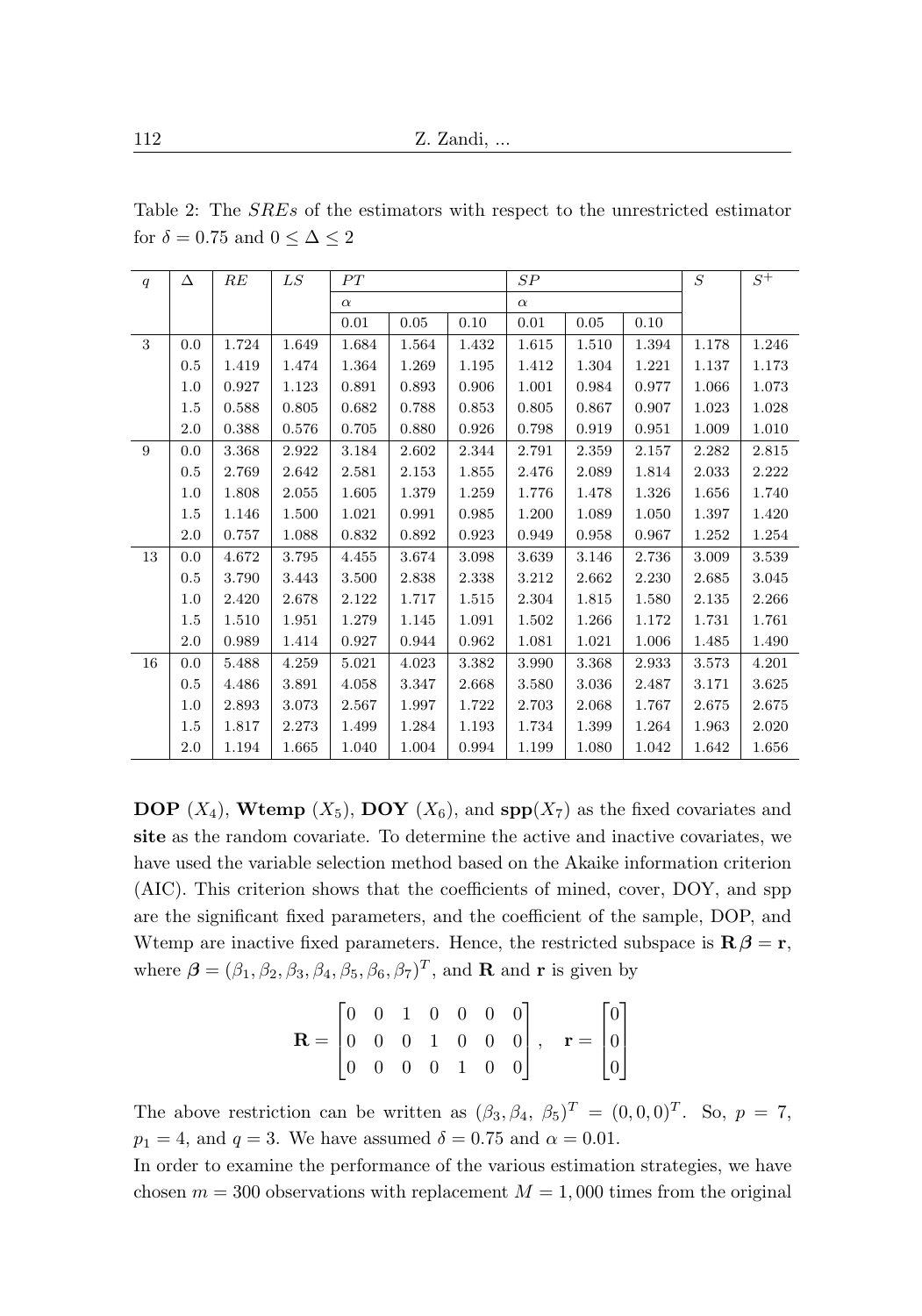Table 2: The *SREs* of the estimators with respect to the unrestricted estimator for $\delta = 0.75$ and $0 \leq \Delta \leq 2$

| $q$ | $\Delta$ | $RE$ | $LS$ | $PT$ | | | $SP$ | | | $S$ | $S^+$ |
|---|---|---|---|---|---|---|---|---|---|---|---|
| | | | | $\alpha$ | | | $\alpha$ | | | | |
| | | | | 0.01 | 0.05 | 0.10 | 0.01 | 0.05 | 0.10 | | |
| 3 | 0.0 | 1.724 | 1.649 | 1.684 | 1.564 | 1.432 | 1.615 | 1.510 | 1.394 | 1.178 | 1.246 |
| | 0.5 | 1.419 | 1.474 | 1.364 | 1.269 | 1.195 | 1.412 | 1.304 | 1.221 | 1.137 | 1.173 |
| | 1.0 | 0.927 | 1.123 | 0.891 | 0.893 | 0.906 | 1.001 | 0.984 | 0.977 | 1.066 | 1.073 |
| | 1.5 | 0.588 | 0.805 | 0.682 | 0.788 | 0.853 | 0.805 | 0.867 | 0.907 | 1.023 | 1.028 |
| | 2.0 | 0.388 | 0.576 | 0.705 | 0.880 | 0.926 | 0.798 | 0.919 | 0.951 | 1.009 | 1.010 |
| 9 | 0.0 | 3.368 | 2.922 | 3.184 | 2.602 | 2.344 | 2.791 | 2.359 | 2.157 | 2.282 | 2.815 |
| | 0.5 | 2.769 | 2.642 | 2.581 | 2.153 | 1.855 | 2.476 | 2.089 | 1.814 | 2.033 | 2.222 |
| | 1.0 | 1.808 | 2.055 | 1.605 | 1.379 | 1.259 | 1.776 | 1.478 | 1.326 | 1.656 | 1.740 |
| | 1.5 | 1.146 | 1.500 | 1.021 | 0.991 | 0.985 | 1.200 | 1.089 | 1.050 | 1.397 | 1.420 |
| | 2.0 | 0.757 | 1.088 | 0.832 | 0.892 | 0.923 | 0.949 | 0.958 | 0.967 | 1.252 | 1.254 |
| 13 | 0.0 | 4.672 | 3.795 | 4.455 | 3.674 | 3.098 | 3.639 | 3.146 | 2.736 | 3.009 | 3.539 |
| | 0.5 | 3.790 | 3.443 | 3.500 | 2.838 | 2.338 | 3.212 | 2.662 | 2.230 | 2.685 | 3.045 |
| | 1.0 | 2.420 | 2.678 | 2.122 | 1.717 | 1.515 | 2.304 | 1.815 | 1.580 | 2.135 | 2.266 |
| | 1.5 | 1.510 | 1.951 | 1.279 | 1.145 | 1.091 | 1.502 | 1.266 | 1.172 | 1.731 | 1.761 |
| | 2.0 | 0.989 | 1.414 | 0.927 | 0.944 | 0.962 | 1.081 | 1.021 | 1.006 | 1.485 | 1.490 |
| 16 | 0.0 | 5.488 | 4.259 | 5.021 | 4.023 | 3.382 | 3.990 | 3.368 | 2.933 | 3.573 | 4.201 |
| | 0.5 | 4.486 | 3.891 | 4.058 | 3.347 | 2.668 | 3.580 | 3.036 | 2.487 | 3.171 | 3.625 |
| | 1.0 | 2.893 | 3.073 | 2.567 | 1.997 | 1.722 | 2.703 | 2.068 | 1.767 | 2.675 | 2.675 |
| | 1.5 | 1.817 | 2.273 | 1.499 | 1.284 | 1.193 | 1.734 | 1.399 | 1.264 | 1.963 | 2.020 |
| | 2.0 | 1.194 | 1.665 | 1.040 | 1.004 | 0.994 | 1.199 | 1.080 | 1.042 | 1.642 | 1.656 |

**DOP** ($X_4$), **Wtemp** ($X_5$), **DOY** ($X_6$), and **spp**($X_7$) as the fixed covariates and **site** as the random covariate. To determine the active and inactive covariates, we have used the variable selection method based on the Akaike information criterion (AIC). This criterion shows that the coefficients of mined, cover, DOY, and spp are the significant fixed parameters, and the coefficient of the sample, DOP, and Wtemp are inactive fixed parameters. Hence, the restricted subspace is $\mathbf{R}\boldsymbol{\beta} = \mathbf{r}$, where $\boldsymbol{\beta} = (\beta_1, \beta_2, \beta_3, \beta_4, \beta_5, \beta_6, \beta_7)^T$, and $\mathbf{R}$ and $\mathbf{r}$ is given by

$$\mathbf{R} = \begin{bmatrix} 0 & 0 & 1 & 0 & 0 & 0 & 0 \\ 0 & 0 & 0 & 1 & 0 & 0 & 0 \\ 0 & 0 & 0 & 0 & 1 & 0 & 0 \end{bmatrix}, \quad \mathbf{r} = \begin{bmatrix} 0 \\ 0 \\ 0 \end{bmatrix}$$

The above restriction can be written as $(\beta_3, \beta_4, \ \beta_5)^T = (0, 0, 0)^T$. So, $p = 7$, $p_1 = 4$, and $q = 3$. We have assumed $\delta = 0.75$ and $\alpha = 0.01$.

In order to examine the performance of the various estimation strategies, we have chosen $m = 300$ observations with replacement $M = 1,000$ times from the original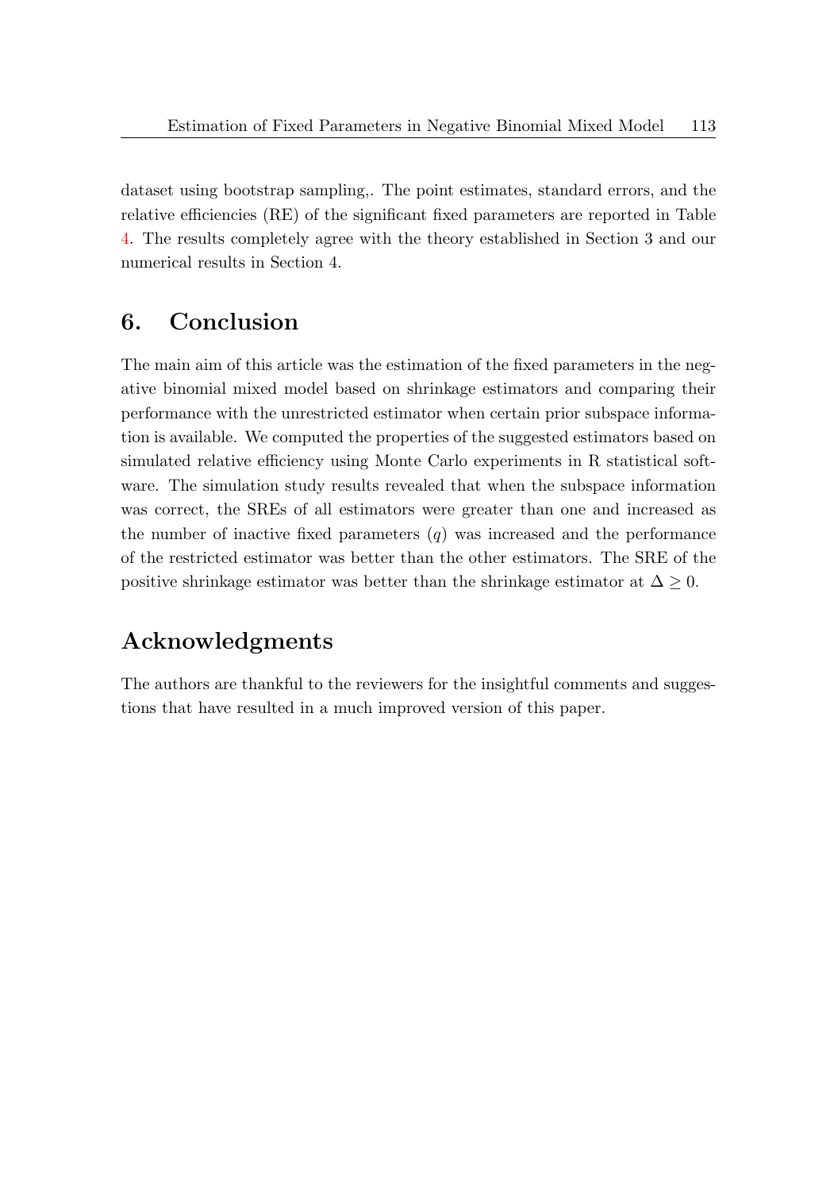dataset using bootstrap sampling,. The point estimates, standard errors, and the relative efficiencies (RE) of the significant fixed parameters are reported in Table 4. The results completely agree with the theory established in Section 3 and our numerical results in Section 4.

## 6. Conclusion

The main aim of this article was the estimation of the fixed parameters in the negative binomial mixed model based on shrinkage estimators and comparing their performance with the unrestricted estimator when certain prior subspace information is available. We computed the properties of the suggested estimators based on simulated relative efficiency using Monte Carlo experiments in R statistical software. The simulation study results revealed that when the subspace information was correct, the SREs of all estimators were greater than one and increased as the number of inactive fixed parameters ($q$) was increased and the performance of the restricted estimator was better than the other estimators. The SRE of the positive shrinkage estimator was better than the shrinkage estimator at $\Delta \geq 0$.

## Acknowledgments

The authors are thankful to the reviewers for the insightful comments and suggestions that have resulted in a much improved version of this paper.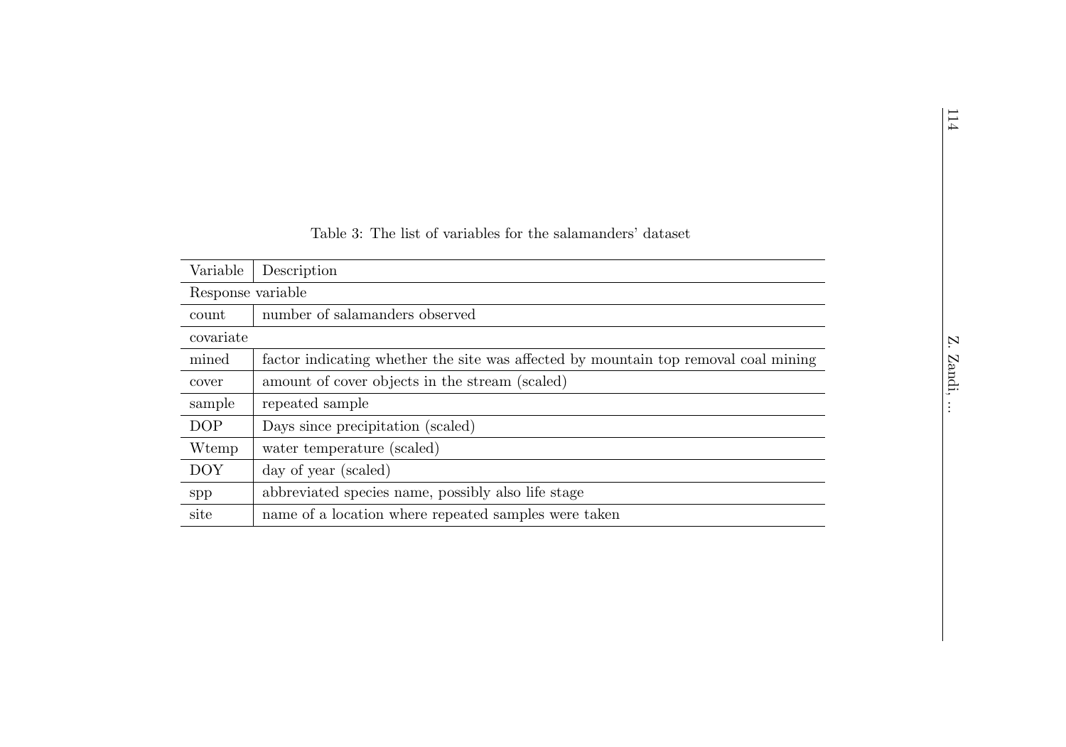Table 3: The list of variables for the salamanders' dataset

| Variable | Description |
|---|---|
| Response variable | |
| count | number of salamanders observed |
| covariate | |
| mined | factor indicating whether the site was affected by mountain top removal coal mining |
| cover | amount of cover objects in the stream (scaled) |
| sample | repeated sample |
| DOP | Days since precipitation (scaled) |
| Wtemp | water temperature (scaled) |
| DOY | day of year (scaled) |
| spp | abbreviated species name, possibly also life stage |
| site | name of a location where repeated samples were taken |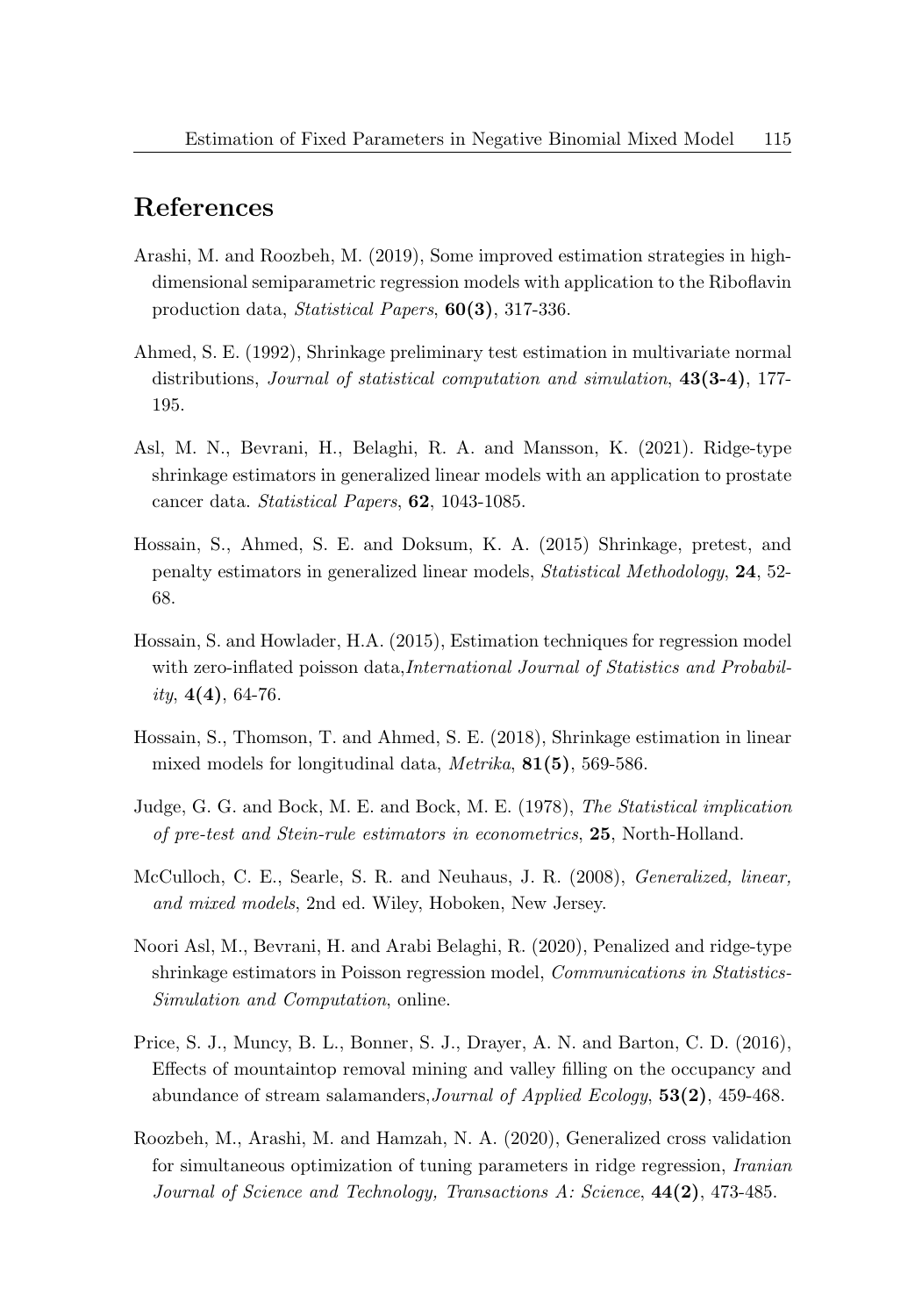## References

Arashi, M. and Roozbeh, M. (2019), Some improved estimation strategies in high-dimensional semiparametric regression models with application to the Riboflavin production data, *Statistical Papers*, **60(3)**, 317-336.

Ahmed, S. E. (1992), Shrinkage preliminary test estimation in multivariate normal distributions, *Journal of statistical computation and simulation*, **43(3-4)**, 177-195.

Asl, M. N., Bevrani, H., Belaghi, R. A. and Mansson, K. (2021). Ridge-type shrinkage estimators in generalized linear models with an application to prostate cancer data. *Statistical Papers*, **62**, 1043-1085.

Hossain, S., Ahmed, S. E. and Doksum, K. A. (2015) Shrinkage, pretest, and penalty estimators in generalized linear models, *Statistical Methodology*, **24**, 52-68.

Hossain, S. and Howlader, H.A. (2015), Estimation techniques for regression model with zero-inflated poisson data,*International Journal of Statistics and Probability*, **4(4)**, 64-76.

Hossain, S., Thomson, T. and Ahmed, S. E. (2018), Shrinkage estimation in linear mixed models for longitudinal data, *Metrika*, **81(5)**, 569-586.

Judge, G. G. and Bock, M. E. and Bock, M. E. (1978), *The Statistical implication of pre-test and Stein-rule estimators in econometrics*, **25**, North-Holland.

McCulloch, C. E., Searle, S. R. and Neuhaus, J. R. (2008), *Generalized, linear, and mixed models*, 2nd ed. Wiley, Hoboken, New Jersey.

Noori Asl, M., Bevrani, H. and Arabi Belaghi, R. (2020), Penalized and ridge-type shrinkage estimators in Poisson regression model, *Communications in Statistics-Simulation and Computation*, online.

Price, S. J., Muncy, B. L., Bonner, S. J., Drayer, A. N. and Barton, C. D. (2016), Effects of mountaintop removal mining and valley filling on the occupancy and abundance of stream salamanders,*Journal of Applied Ecology*, **53(2)**, 459-468.

Roozbeh, M., Arashi, M. and Hamzah, N. A. (2020), Generalized cross validation for simultaneous optimization of tuning parameters in ridge regression, *Iranian Journal of Science and Technology, Transactions A: Science*, **44(2)**, 473-485.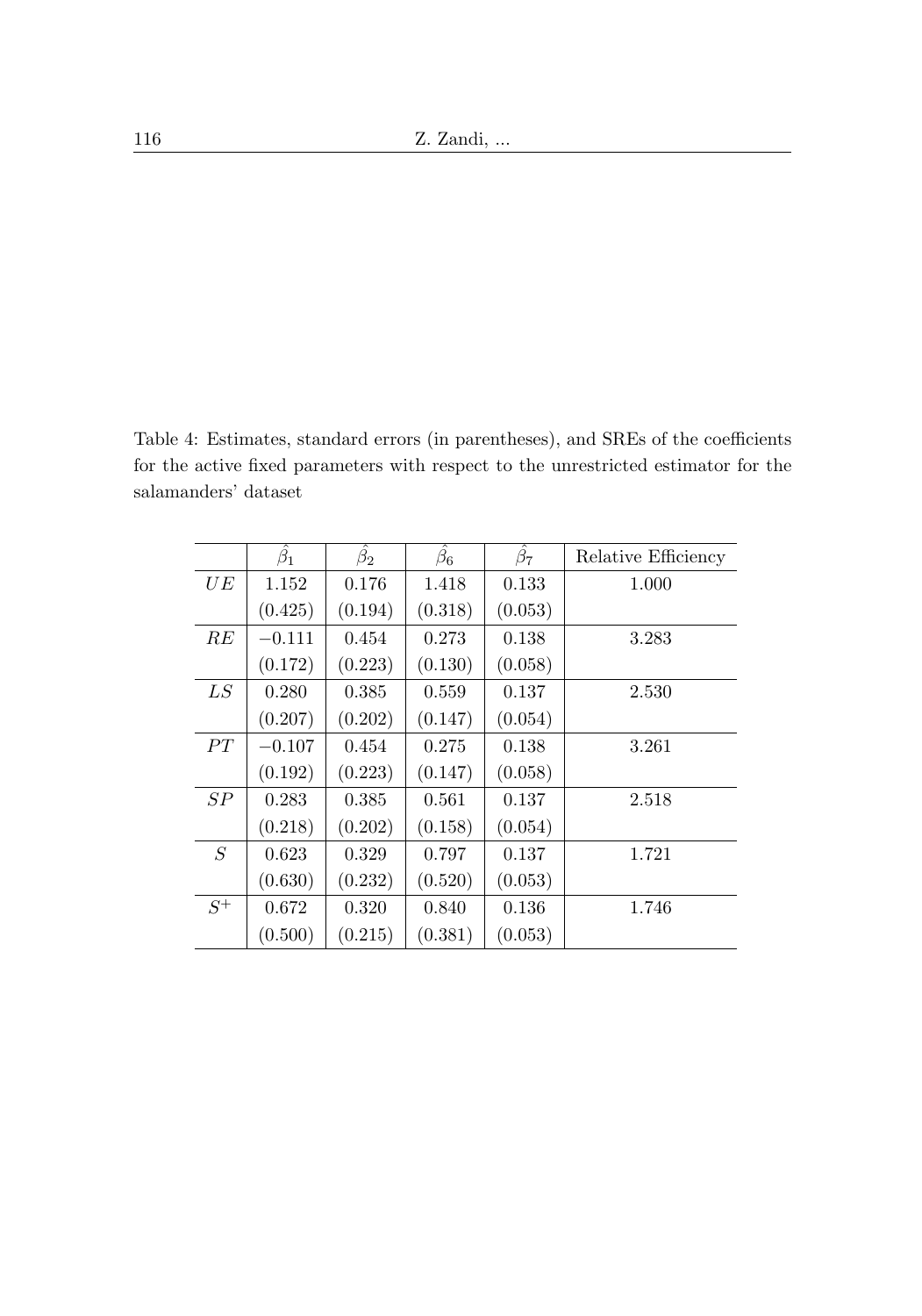Table 4: Estimates, standard errors (in parentheses), and SREs of the coefficients for the active fixed parameters with respect to the unrestricted estimator for the salamanders' dataset

| | $\hat{\beta}_1$ | $\hat{\beta}_2$ | $\hat{\beta}_6$ | $\hat{\beta}_7$ | Relative Efficiency |
|---|---|---|---|---|---|
| $UE$ | 1.152 | 0.176 | 1.418 | 0.133 | 1.000 |
| | (0.425) | (0.194) | (0.318) | (0.053) | |
| $RE$ | −0.111 | 0.454 | 0.273 | 0.138 | 3.283 |
| | (0.172) | (0.223) | (0.130) | (0.058) | |
| $LS$ | 0.280 | 0.385 | 0.559 | 0.137 | 2.530 |
| | (0.207) | (0.202) | (0.147) | (0.054) | |
| $PT$ | −0.107 | 0.454 | 0.275 | 0.138 | 3.261 |
| | (0.192) | (0.223) | (0.147) | (0.058) | |
| $SP$ | 0.283 | 0.385 | 0.561 | 0.137 | 2.518 |
| | (0.218) | (0.202) | (0.158) | (0.054) | |
| $S$ | 0.623 | 0.329 | 0.797 | 0.137 | 1.721 |
| | (0.630) | (0.232) | (0.520) | (0.053) | |
| $S^+$ | 0.672 | 0.320 | 0.840 | 0.136 | 1.746 |
| | (0.500) | (0.215) | (0.381) | (0.053) | |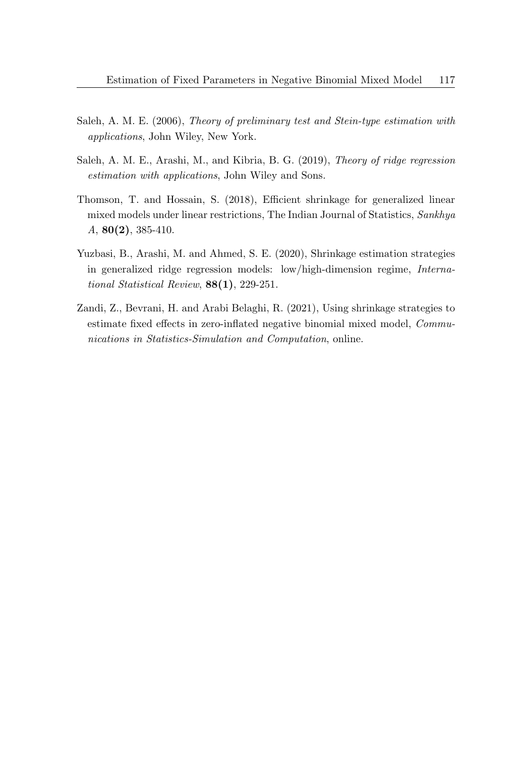Saleh, A. M. E. (2006), *Theory of preliminary test and Stein-type estimation with applications*, John Wiley, New York.

Saleh, A. M. E., Arashi, M., and Kibria, B. G. (2019), *Theory of ridge regression estimation with applications*, John Wiley and Sons.

Thomson, T. and Hossain, S. (2018), Efficient shrinkage for generalized linear mixed models under linear restrictions, The Indian Journal of Statistics, *Sankhya A*, **80(2)**, 385-410.

Yuzbasi, B., Arashi, M. and Ahmed, S. E. (2020), Shrinkage estimation strategies in generalized ridge regression models: low/high-dimension regime, *International Statistical Review*, **88(1)**, 229-251.

Zandi, Z., Bevrani, H. and Arabi Belaghi, R. (2021), Using shrinkage strategies to estimate fixed effects in zero-inflated negative binomial mixed model, *Communications in Statistics-Simulation and Computation*, online.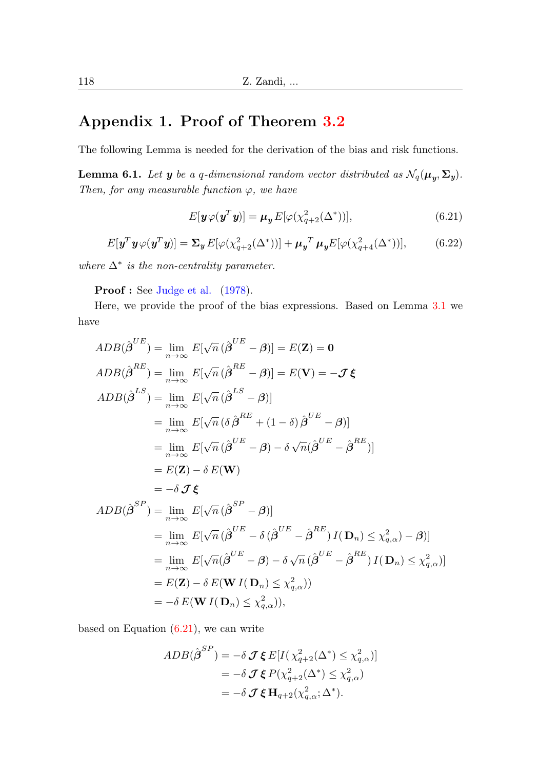# Appendix 1. Proof of Theorem 3.2

The following Lemma is needed for the derivation of the bias and risk functions.

**Lemma 6.1.** *Let $\boldsymbol{y}$ be a q-dimensional random vector distributed as $\mathcal{N}_q(\boldsymbol{\mu_y}, \boldsymbol{\Sigma_y})$. Then, for any measurable function $\varphi$, we have*

$$E[\boldsymbol{y}\,\varphi(\boldsymbol{y}^T\boldsymbol{y})] = \boldsymbol{\mu_y}\,E[\varphi(\chi^2_{q+2}(\Delta^*))], \tag{6.21}$$

$$E[\boldsymbol{y}^T\boldsymbol{y}\,\varphi(\boldsymbol{y}^T\boldsymbol{y})] = \boldsymbol{\Sigma_y}\,E[\varphi(\chi^2_{q+2}(\Delta^*))] + \boldsymbol{\mu_y}^T\,\boldsymbol{\mu_y}E[\varphi(\chi^2_{q+4}(\Delta^*))], \tag{6.22}$$

*where $\Delta^*$ is the non-centrality parameter.*

**Proof :** See Judge et al. (1978).

Here, we provide the proof of the bias expressions. Based on Lemma 3.1 we have

$$
\begin{aligned}
ADB(\hat{\boldsymbol{\beta}}^{UE}) &= \lim_{n\to\infty} E[\sqrt{n}\,(\hat{\boldsymbol{\beta}}^{UE} - \boldsymbol{\beta})] = E(\mathbf{Z}) = \mathbf{0}\\
ADB(\hat{\boldsymbol{\beta}}^{RE}) &= \lim_{n\to\infty} E[\sqrt{n}\,(\hat{\boldsymbol{\beta}}^{RE} - \boldsymbol{\beta})] = E(\mathbf{V}) = -\boldsymbol{\mathcal{J}}\,\boldsymbol{\xi}\\
ADB(\hat{\boldsymbol{\beta}}^{LS}) &= \lim_{n\to\infty} E[\sqrt{n}\,(\hat{\boldsymbol{\beta}}^{LS} - \boldsymbol{\beta})]\\
&= \lim_{n\to\infty} E[\sqrt{n}\,(\delta\,\hat{\boldsymbol{\beta}}^{RE} + (1-\delta)\,\hat{\boldsymbol{\beta}}^{UE} - \boldsymbol{\beta})]\\
&= \lim_{n\to\infty} E[\sqrt{n}\,(\hat{\boldsymbol{\beta}}^{UE} - \boldsymbol{\beta}) - \delta\,\sqrt{n}(\hat{\boldsymbol{\beta}}^{UE} - \hat{\boldsymbol{\beta}}^{RE})]\\
&= E(\mathbf{Z}) - \delta\,E(\mathbf{W})\\
&= -\delta\,\boldsymbol{\mathcal{J}}\,\boldsymbol{\xi}\\
ADB(\hat{\boldsymbol{\beta}}^{SP}) &= \lim_{n\to\infty} E[\sqrt{n}\,(\hat{\boldsymbol{\beta}}^{SP} - \boldsymbol{\beta})]\\
&= \lim_{n\to\infty} E[\sqrt{n}\,(\hat{\boldsymbol{\beta}}^{UE} - \delta\,(\hat{\boldsymbol{\beta}}^{UE} - \hat{\boldsymbol{\beta}}^{RE})\,I(\mathbf{D}_n) \le \chi^2_{q,\alpha}) - \boldsymbol{\beta})]\\
&= \lim_{n\to\infty} E[\sqrt{n}(\hat{\boldsymbol{\beta}}^{UE} - \boldsymbol{\beta}) - \delta\,\sqrt{n}\,(\hat{\boldsymbol{\beta}}^{UE} - \hat{\boldsymbol{\beta}}^{RE})\,I(\mathbf{D}_n) \le \chi^2_{q,\alpha})]\\
&= E(\mathbf{Z}) - \delta\,E(\mathbf{W}\,I(\mathbf{D}_n) \le \chi^2_{q,\alpha}))\\
&= -\delta\,E(\mathbf{W}\,I(\mathbf{D}_n) \le \chi^2_{q,\alpha})),
\end{aligned}
$$

based on Equation (6.21), we can write

$$
\begin{aligned}
ADB(\hat{\boldsymbol{\beta}}^{SP}) &= -\delta\,\boldsymbol{\mathcal{J}}\,\boldsymbol{\xi}\,E[I(\,\chi^2_{q+2}(\Delta^*) \le \chi^2_{q,\alpha})]\\
&= -\delta\,\boldsymbol{\mathcal{J}}\,\boldsymbol{\xi}\,P(\chi^2_{q+2}(\Delta^*) \le \chi^2_{q,\alpha})\\
&= -\delta\,\boldsymbol{\mathcal{J}}\,\boldsymbol{\xi}\,\mathbf{H}_{q+2}(\chi^2_{q,\alpha};\Delta^*).
\end{aligned}
$$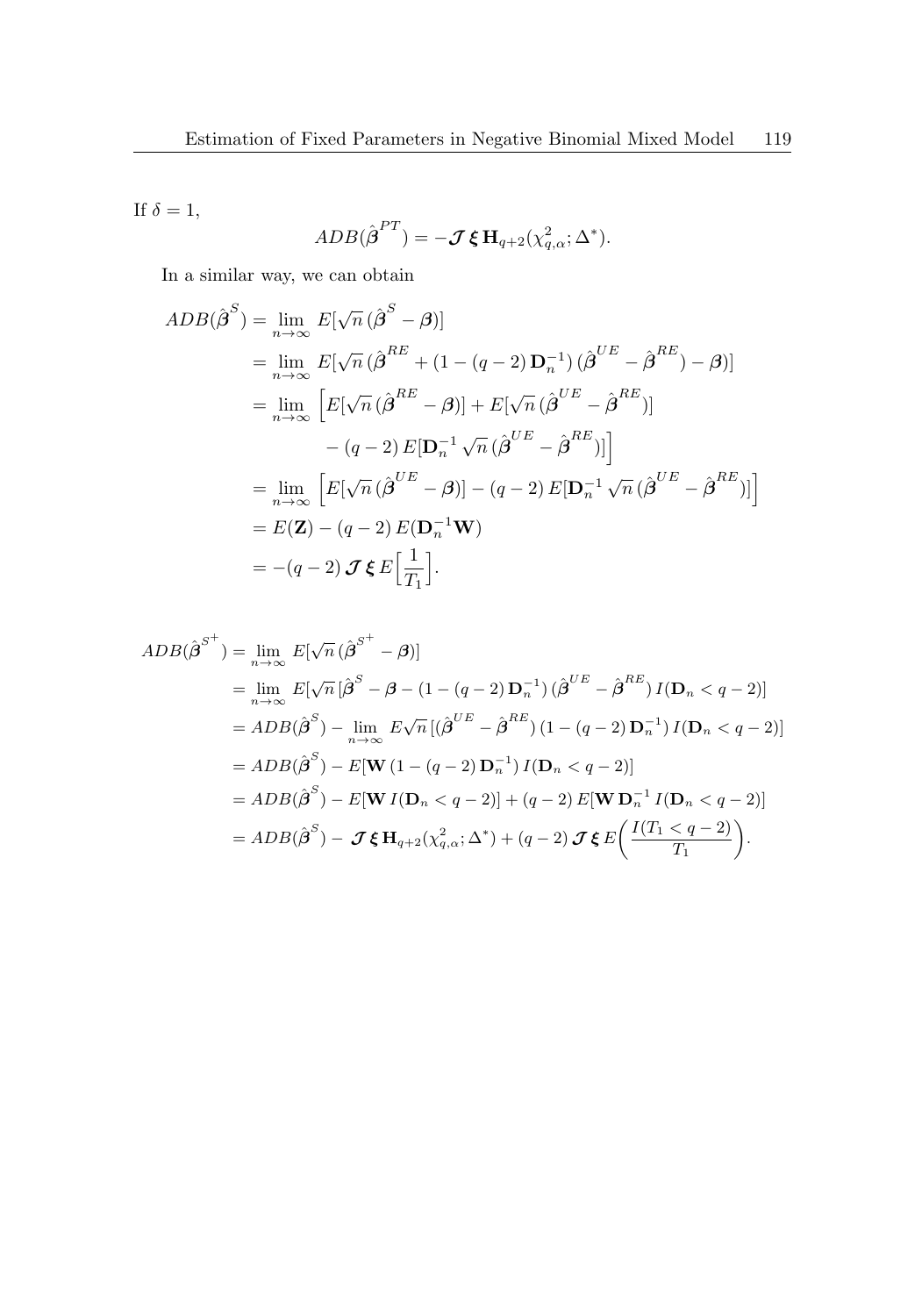If $\delta = 1$,

$$ADB(\hat{\boldsymbol{\beta}}^{PT}) = -\boldsymbol{\mathcal{J}}\, \boldsymbol{\xi}\, \mathbf{H}_{q+2}(\chi^2_{q,\alpha}; \Delta^*).$$

In a similar way, we can obtain

$$\begin{aligned}
ADB(\hat{\boldsymbol{\beta}}^{S}) &= \lim_{n\to\infty} E[\sqrt{n}\,(\hat{\boldsymbol{\beta}}^{S} - \boldsymbol{\beta})] \\
&= \lim_{n\to\infty} E[\sqrt{n}\,(\hat{\boldsymbol{\beta}}^{RE} + (1 - (q-2)\,\mathbf{D}_n^{-1})\,(\hat{\boldsymbol{\beta}}^{UE} - \hat{\boldsymbol{\beta}}^{RE}) - \boldsymbol{\beta})] \\
&= \lim_{n\to\infty} \Big[E[\sqrt{n}\,(\hat{\boldsymbol{\beta}}^{RE} - \boldsymbol{\beta})] + E[\sqrt{n}\,(\hat{\boldsymbol{\beta}}^{UE} - \hat{\boldsymbol{\beta}}^{RE})] \\
&\qquad - (q-2)\,E[\mathbf{D}_n^{-1}\,\sqrt{n}\,(\hat{\boldsymbol{\beta}}^{UE} - \hat{\boldsymbol{\beta}}^{RE})]\Big] \\
&= \lim_{n\to\infty} \Big[E[\sqrt{n}\,(\hat{\boldsymbol{\beta}}^{UE} - \boldsymbol{\beta})] - (q-2)\,E[\mathbf{D}_n^{-1}\,\sqrt{n}\,(\hat{\boldsymbol{\beta}}^{UE} - \hat{\boldsymbol{\beta}}^{RE})]\Big] \\
&= E(\mathbf{Z}) - (q-2)\,E(\mathbf{D}_n^{-1}\mathbf{W}) \\
&= -(q-2)\,\boldsymbol{\mathcal{J}}\,\boldsymbol{\xi}\,E\Big[\frac{1}{T_1}\Big].
\end{aligned}$$

$$\begin{aligned}
ADB(\hat{\boldsymbol{\beta}}^{S^+}) &= \lim_{n\to\infty} E[\sqrt{n}\,(\hat{\boldsymbol{\beta}}^{S^+} - \boldsymbol{\beta})] \\
&= \lim_{n\to\infty} E[\sqrt{n}\,[\hat{\boldsymbol{\beta}}^{S} - \boldsymbol{\beta} - (1 - (q-2)\,\mathbf{D}_n^{-1})\,(\hat{\boldsymbol{\beta}}^{UE} - \hat{\boldsymbol{\beta}}^{RE})\,I(\mathbf{D}_n < q-2)] \\
&= ADB(\hat{\boldsymbol{\beta}}^{S}) - \lim_{n\to\infty} E\sqrt{n}\,[(\hat{\boldsymbol{\beta}}^{UE} - \hat{\boldsymbol{\beta}}^{RE})\,(1 - (q-2)\,\mathbf{D}_n^{-1})\,I(\mathbf{D}_n < q-2)] \\
&= ADB(\hat{\boldsymbol{\beta}}^{S}) - E[\mathbf{W}\,(1 - (q-2)\,\mathbf{D}_n^{-1})\,I(\mathbf{D}_n < q-2)] \\
&= ADB(\hat{\boldsymbol{\beta}}^{S}) - E[\mathbf{W}\,I(\mathbf{D}_n < q-2)] + (q-2)\,E[\mathbf{W}\,\mathbf{D}_n^{-1}\,I(\mathbf{D}_n < q-2)] \\
&= ADB(\hat{\boldsymbol{\beta}}^{S}) - \,\boldsymbol{\mathcal{J}}\,\boldsymbol{\xi}\,\mathbf{H}_{q+2}(\chi^2_{q,\alpha}; \Delta^*) + (q-2)\,\boldsymbol{\mathcal{J}}\,\boldsymbol{\xi}\,E\bigg(\frac{I(T_1 < q-2)}{T_1}\bigg).
\end{aligned}$$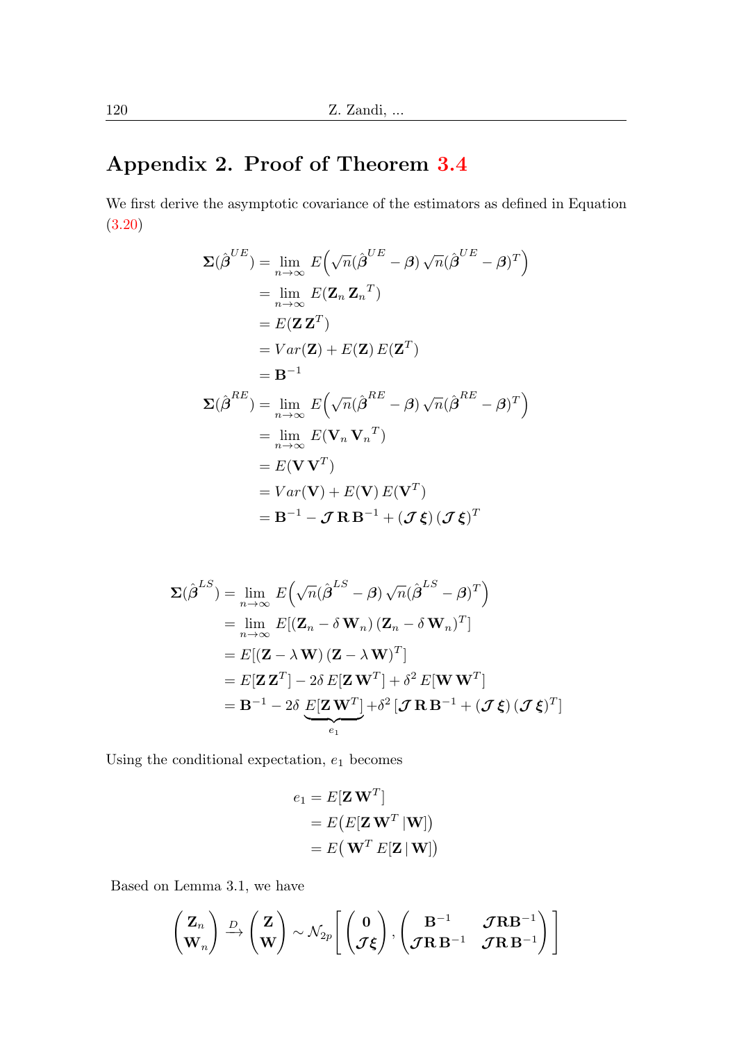## Appendix 2. Proof of Theorem 3.4

We first derive the asymptotic covariance of the estimators as defined in Equation (3.20)

$$
\begin{aligned}
\boldsymbol{\Sigma}(\hat{\boldsymbol{\beta}}^{UE}) &= \lim_{n\to\infty} E\Big(\sqrt{n}(\hat{\boldsymbol{\beta}}^{UE} - \boldsymbol{\beta})\, \sqrt{n}(\hat{\boldsymbol{\beta}}^{UE} - \boldsymbol{\beta})^T\Big) \\
&= \lim_{n\to\infty} E(\mathbf{Z}_n\, {\mathbf{Z}_n}^T) \\
&= E(\mathbf{Z}\,\mathbf{Z}^T) \\
&= Var(\mathbf{Z}) + E(\mathbf{Z})\, E(\mathbf{Z}^T) \\
&= \mathbf{B}^{-1} \\
\boldsymbol{\Sigma}(\hat{\boldsymbol{\beta}}^{RE}) &= \lim_{n\to\infty} E\Big(\sqrt{n}(\hat{\boldsymbol{\beta}}^{RE} - \boldsymbol{\beta})\, \sqrt{n}(\hat{\boldsymbol{\beta}}^{RE} - \boldsymbol{\beta})^T\Big) \\
&= \lim_{n\to\infty} E(\mathbf{V}_n\, {\mathbf{V}_n}^T) \\
&= E(\mathbf{V}\,\mathbf{V}^T) \\
&= Var(\mathbf{V}) + E(\mathbf{V})\, E(\mathbf{V}^T) \\
&= \mathbf{B}^{-1} - \boldsymbol{\mathcal{J}}\,\mathbf{R}\,\mathbf{B}^{-1} + (\boldsymbol{\mathcal{J}}\,\boldsymbol{\xi})\,(\boldsymbol{\mathcal{J}}\,\boldsymbol{\xi})^T
\end{aligned}
$$

$$
\begin{aligned}
\boldsymbol{\Sigma}(\hat{\boldsymbol{\beta}}^{LS}) &= \lim_{n\to\infty} E\Big(\sqrt{n}(\hat{\boldsymbol{\beta}}^{LS} - \boldsymbol{\beta})\, \sqrt{n}(\hat{\boldsymbol{\beta}}^{LS} - \boldsymbol{\beta})^T\Big) \\
&= \lim_{n\to\infty} E[(\mathbf{Z}_n - \delta\,\mathbf{W}_n)\,(\mathbf{Z}_n - \delta\,\mathbf{W}_n)^T] \\
&= E[(\mathbf{Z} - \lambda\,\mathbf{W})\,(\mathbf{Z} - \lambda\,\mathbf{W})^T] \\
&= E[\mathbf{Z}\,\mathbf{Z}^T] - 2\delta\, E[\mathbf{Z}\,\mathbf{W}^T] + \delta^2\, E[\mathbf{W}\,\mathbf{W}^T] \\
&= \mathbf{B}^{-1} - 2\delta\, \underbrace{E[\mathbf{Z}\,\mathbf{W}^T]}_{e_1} + \delta^2\, [\boldsymbol{\mathcal{J}}\,\mathbf{R}\,\mathbf{B}^{-1} + (\boldsymbol{\mathcal{J}}\,\boldsymbol{\xi})\,(\boldsymbol{\mathcal{J}}\,\boldsymbol{\xi})^T]
\end{aligned}
$$

Using the conditional expectation, $e_1$ becomes

$$
\begin{aligned}
e_1 &= E[\mathbf{Z}\,\mathbf{W}^T] \\
&= E\big(E[\mathbf{Z}\,\mathbf{W}^T\,|\mathbf{W}]\big) \\
&= E\big(\,\mathbf{W}^T\, E[\mathbf{Z}\,|\,\mathbf{W}]\big)
\end{aligned}
$$

Based on Lemma 3.1, we have

$$
\begin{pmatrix} \mathbf{Z}_n \\ \mathbf{W}_n \end{pmatrix} \xrightarrow{D} \begin{pmatrix} \mathbf{Z} \\ \mathbf{W} \end{pmatrix} \sim \mathcal{N}_{2p}\left[ \begin{pmatrix} \mathbf{0} \\ \boldsymbol{\mathcal{J}}\boldsymbol{\xi} \end{pmatrix}, \begin{pmatrix} \mathbf{B}^{-1} & \boldsymbol{\mathcal{J}}\mathbf{R}\mathbf{B}^{-1} \\ \boldsymbol{\mathcal{J}}\mathbf{R}\,\mathbf{B}^{-1} & \boldsymbol{\mathcal{J}}\mathbf{R}\,\mathbf{B}^{-1} \end{pmatrix} \right]
$$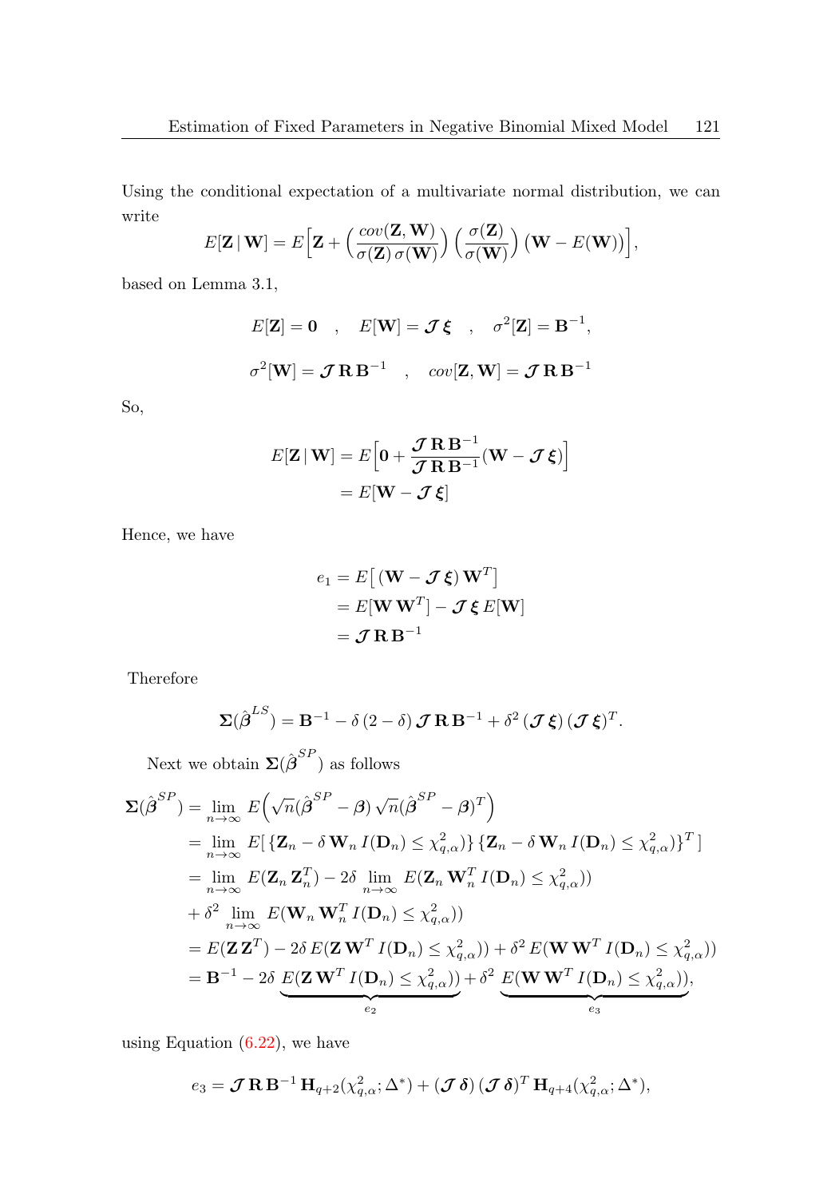Using the conditional expectation of a multivariate normal distribution, we can write

$$E[\mathbf{Z}\,|\,\mathbf{W}] = E\Big[\mathbf{Z} + \Big(\frac{cov(\mathbf{Z},\mathbf{W})}{\sigma(\mathbf{Z})\,\sigma(\mathbf{W})}\Big)\Big(\frac{\sigma(\mathbf{Z})}{\sigma(\mathbf{W})}\Big)\big(\mathbf{W} - E(\mathbf{W})\big)\Big],$$

based on Lemma 3.1,

$$E[\mathbf{Z}] = \mathbf{0} \quad , \quad E[\mathbf{W}] = \boldsymbol{\mathcal{J}}\,\boldsymbol{\xi} \quad , \quad \sigma^2[\mathbf{Z}] = \mathbf{B}^{-1},$$

$$\sigma^2[\mathbf{W}] = \boldsymbol{\mathcal{J}}\,\mathbf{R}\,\mathbf{B}^{-1} \quad , \quad cov[\mathbf{Z},\mathbf{W}] = \boldsymbol{\mathcal{J}}\,\mathbf{R}\,\mathbf{B}^{-1}$$

So,

$$\begin{aligned}
E[\mathbf{Z}\,|\,\mathbf{W}] &= E\Big[\mathbf{0} + \frac{\boldsymbol{\mathcal{J}}\,\mathbf{R}\,\mathbf{B}^{-1}}{\boldsymbol{\mathcal{J}}\,\mathbf{R}\,\mathbf{B}^{-1}}(\mathbf{W} - \boldsymbol{\mathcal{J}}\,\boldsymbol{\xi})\Big] \\
&= E[\mathbf{W} - \boldsymbol{\mathcal{J}}\,\boldsymbol{\xi}]
\end{aligned}$$

Hence, we have

$$\begin{aligned}
e_1 &= E\big[\,(\mathbf{W} - \boldsymbol{\mathcal{J}}\,\boldsymbol{\xi})\,\mathbf{W}^T\big] \\
&= E[\mathbf{W}\,\mathbf{W}^T] - \boldsymbol{\mathcal{J}}\,\boldsymbol{\xi}\,E[\mathbf{W}] \\
&= \boldsymbol{\mathcal{J}}\,\mathbf{R}\,\mathbf{B}^{-1}
\end{aligned}$$

Therefore

$$\boldsymbol{\Sigma}(\hat{\boldsymbol{\beta}}^{LS}) = \mathbf{B}^{-1} - \delta\,(2-\delta)\,\boldsymbol{\mathcal{J}}\,\mathbf{R}\,\mathbf{B}^{-1} + \delta^2\,(\boldsymbol{\mathcal{J}}\,\boldsymbol{\xi})\,(\boldsymbol{\mathcal{J}}\,\boldsymbol{\xi})^T.$$

Next we obtain $\boldsymbol{\Sigma}(\hat{\boldsymbol{\beta}}^{SP})$ as follows

$$\begin{aligned}
\boldsymbol{\Sigma}(\hat{\boldsymbol{\beta}}^{SP}) &= \lim_{n\to\infty} E\Big(\sqrt{n}(\hat{\boldsymbol{\beta}}^{SP} - \boldsymbol{\beta})\,\sqrt{n}(\hat{\boldsymbol{\beta}}^{SP} - \boldsymbol{\beta})^T\Big) \\
&= \lim_{n\to\infty} E[\,\{\mathbf{Z}_n - \delta\,\mathbf{W}_n\,I(\mathbf{D}_n) \le \chi^2_{q,\alpha})\}\,\{\mathbf{Z}_n - \delta\,\mathbf{W}_n\,I(\mathbf{D}_n) \le \chi^2_{q,\alpha})\}^T\,] \\
&= \lim_{n\to\infty} E(\mathbf{Z}_n\,\mathbf{Z}_n^T) - 2\delta \lim_{n\to\infty} E(\mathbf{Z}_n\,\mathbf{W}_n^T\,I(\mathbf{D}_n) \le \chi^2_{q,\alpha})) \\
&+ \delta^2 \lim_{n\to\infty} E(\mathbf{W}_n\,\mathbf{W}_n^T\,I(\mathbf{D}_n) \le \chi^2_{q,\alpha})) \\
&= E(\mathbf{Z}\,\mathbf{Z}^T) - 2\delta\,E(\mathbf{Z}\,\mathbf{W}^T\,I(\mathbf{D}_n) \le \chi^2_{q,\alpha})) + \delta^2\,E(\mathbf{W}\,\mathbf{W}^T\,I(\mathbf{D}_n) \le \chi^2_{q,\alpha})) \\
&= \mathbf{B}^{-1} - 2\delta\,\underbrace{E(\mathbf{Z}\,\mathbf{W}^T\,I(\mathbf{D}_n) \le \chi^2_{q,\alpha}))}_{e_2} + \delta^2\,\underbrace{E(\mathbf{W}\,\mathbf{W}^T\,I(\mathbf{D}_n) \le \chi^2_{q,\alpha}))}_{e_3},
\end{aligned}$$

using Equation (6.22), we have

$$e_3 = \boldsymbol{\mathcal{J}}\,\mathbf{R}\,\mathbf{B}^{-1}\,\mathbf{H}_{q+2}(\chi^2_{q,\alpha};\Delta^*) + (\boldsymbol{\mathcal{J}}\,\boldsymbol{\delta})\,(\boldsymbol{\mathcal{J}}\,\boldsymbol{\delta})^T\,\mathbf{H}_{q+4}(\chi^2_{q,\alpha};\Delta^*),$$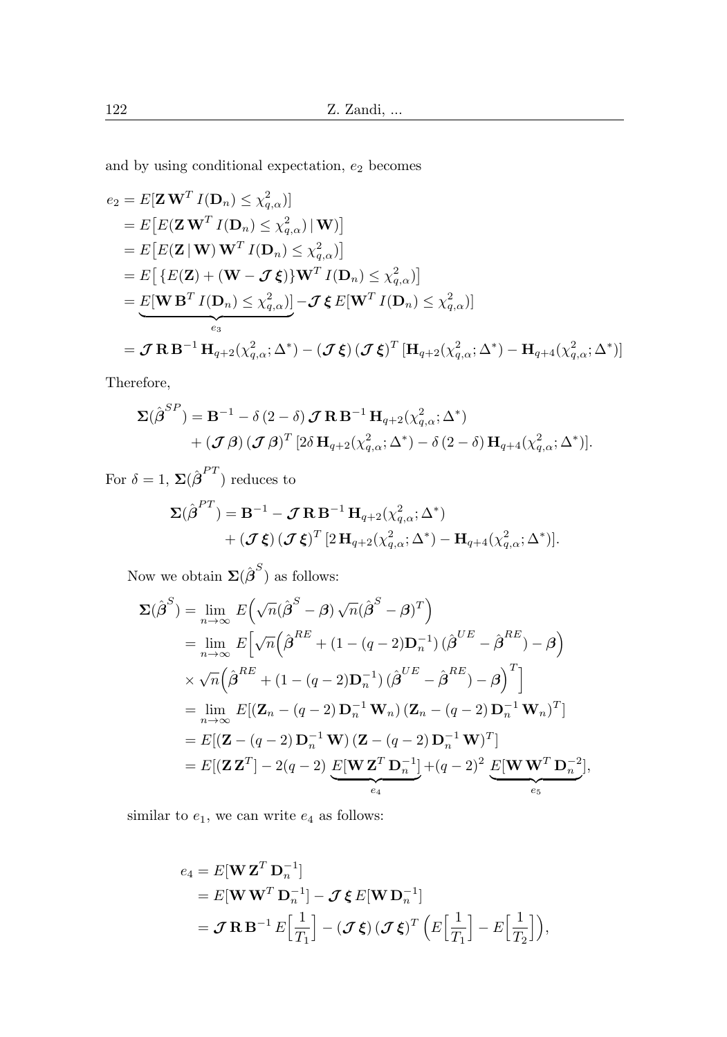and by using conditional expectation, $e_2$ becomes

$$
\begin{aligned}
e_2 &= E[\mathbf{Z}\,\mathbf{W}^T\, I(\mathbf{D}_n) \le \chi^2_{q,\alpha})] \\
&= E\big[E(\mathbf{Z}\,\mathbf{W}^T\, I(\mathbf{D}_n) \le \chi^2_{q,\alpha}) \,|\, \mathbf{W})\big] \\
&= E\big[E(\mathbf{Z} \,|\, \mathbf{W})\, \mathbf{W}^T\, I(\mathbf{D}_n) \le \chi^2_{q,\alpha})\big] \\
&= E\big[\, \{E(\mathbf{Z}) + (\mathbf{W} - \boldsymbol{\mathcal{J}}\,\boldsymbol{\xi})\}\mathbf{W}^T\, I(\mathbf{D}_n) \le \chi^2_{q,\alpha})\big] \\
&= \underbrace{E[\mathbf{W}\,\mathbf{B}^T\, I(\mathbf{D}_n) \le \chi^2_{q,\alpha})]}_{e_3} - \boldsymbol{\mathcal{J}}\,\boldsymbol{\xi}\, E[\mathbf{W}^T\, I(\mathbf{D}_n) \le \chi^2_{q,\alpha})] \\
&= \boldsymbol{\mathcal{J}}\,\mathbf{R}\,\mathbf{B}^{-1}\,\mathbf{H}_{q+2}(\chi^2_{q,\alpha};\Delta^*) - (\boldsymbol{\mathcal{J}}\,\boldsymbol{\xi})\,(\boldsymbol{\mathcal{J}}\,\boldsymbol{\xi})^T\,[\mathbf{H}_{q+2}(\chi^2_{q,\alpha};\Delta^*) - \mathbf{H}_{q+4}(\chi^2_{q,\alpha};\Delta^*)]
\end{aligned}
$$

Therefore,

$$
\begin{aligned}
\boldsymbol{\Sigma}(\hat{\boldsymbol{\beta}}^{SP}) &= \mathbf{B}^{-1} - \delta\,(2-\delta)\,\boldsymbol{\mathcal{J}}\,\mathbf{R}\,\mathbf{B}^{-1}\,\mathbf{H}_{q+2}(\chi^2_{q,\alpha};\Delta^*) \\
&\quad + (\boldsymbol{\mathcal{J}}\,\boldsymbol{\beta})\,(\boldsymbol{\mathcal{J}}\,\boldsymbol{\beta})^T\,[2\delta\,\mathbf{H}_{q+2}(\chi^2_{q,\alpha};\Delta^*) - \delta\,(2-\delta)\,\mathbf{H}_{q+4}(\chi^2_{q,\alpha};\Delta^*)].
\end{aligned}
$$

For $\delta = 1$, $\boldsymbol{\Sigma}(\hat{\boldsymbol{\beta}}^{PT})$ reduces to

$$
\begin{aligned}
\boldsymbol{\Sigma}(\hat{\boldsymbol{\beta}}^{PT}) &= \mathbf{B}^{-1} - \boldsymbol{\mathcal{J}}\,\mathbf{R}\,\mathbf{B}^{-1}\,\mathbf{H}_{q+2}(\chi^2_{q,\alpha};\Delta^*) \\
&\quad + (\boldsymbol{\mathcal{J}}\,\boldsymbol{\xi})\,(\boldsymbol{\mathcal{J}}\,\boldsymbol{\xi})^T\,[2\,\mathbf{H}_{q+2}(\chi^2_{q,\alpha};\Delta^*) - \mathbf{H}_{q+4}(\chi^2_{q,\alpha};\Delta^*)].
\end{aligned}
$$

Now we obtain $\boldsymbol{\Sigma}(\hat{\boldsymbol{\beta}}^{S})$ as follows:

$$
\begin{aligned}
\boldsymbol{\Sigma}(\hat{\boldsymbol{\beta}}^{S}) &= \lim_{n\to\infty} E\Big(\sqrt{n}(\hat{\boldsymbol{\beta}}^{S} - \boldsymbol{\beta})\,\sqrt{n}(\hat{\boldsymbol{\beta}}^{S} - \boldsymbol{\beta})^T\Big) \\
&= \lim_{n\to\infty} E\Big[\sqrt{n}\Big(\hat{\boldsymbol{\beta}}^{RE} + (1-(q-2)\mathbf{D}_n^{-1})\,(\hat{\boldsymbol{\beta}}^{UE} - \hat{\boldsymbol{\beta}}^{RE}) - \boldsymbol{\beta}\Big) \\
&\quad \times \sqrt{n}\Big(\hat{\boldsymbol{\beta}}^{RE} + (1-(q-2)\mathbf{D}_n^{-1})\,(\hat{\boldsymbol{\beta}}^{UE} - \hat{\boldsymbol{\beta}}^{RE}) - \boldsymbol{\beta}\Big)^T\Big] \\
&= \lim_{n\to\infty} E[(\mathbf{Z}_n - (q-2)\,\mathbf{D}_n^{-1}\,\mathbf{W}_n)\,(\mathbf{Z}_n - (q-2)\,\mathbf{D}_n^{-1}\,\mathbf{W}_n)^T] \\
&= E[(\mathbf{Z} - (q-2)\,\mathbf{D}_n^{-1}\,\mathbf{W})\,(\mathbf{Z} - (q-2)\,\mathbf{D}_n^{-1}\,\mathbf{W})^T] \\
&= E[(\mathbf{Z}\,\mathbf{Z}^T] - 2(q-2)\,\underbrace{E[\mathbf{W}\,\mathbf{Z}^T\,\mathbf{D}_n^{-1}]}_{e_4} + (q-2)^2\,\underbrace{E[\mathbf{W}\,\mathbf{W}^T\,\mathbf{D}_n^{-2}]}_{e_5},
\end{aligned}
$$

similar to $e_1$, we can write $e_4$ as follows:

$$
\begin{aligned}
e_4 &= E[\mathbf{W}\,\mathbf{Z}^T\,\mathbf{D}_n^{-1}] \\
&= E[\mathbf{W}\,\mathbf{W}^T\,\mathbf{D}_n^{-1}] - \boldsymbol{\mathcal{J}}\,\boldsymbol{\xi}\,E[\mathbf{W}\,\mathbf{D}_n^{-1}] \\
&= \boldsymbol{\mathcal{J}}\,\mathbf{R}\,\mathbf{B}^{-1}\,E\Big[\frac{1}{T_1}\Big] - (\boldsymbol{\mathcal{J}}\,\boldsymbol{\xi})\,(\boldsymbol{\mathcal{J}}\,\boldsymbol{\xi})^T\,\Big(E\Big[\frac{1}{T_1}\Big] - E\Big[\frac{1}{T_2}\Big]\Big),
\end{aligned}
$$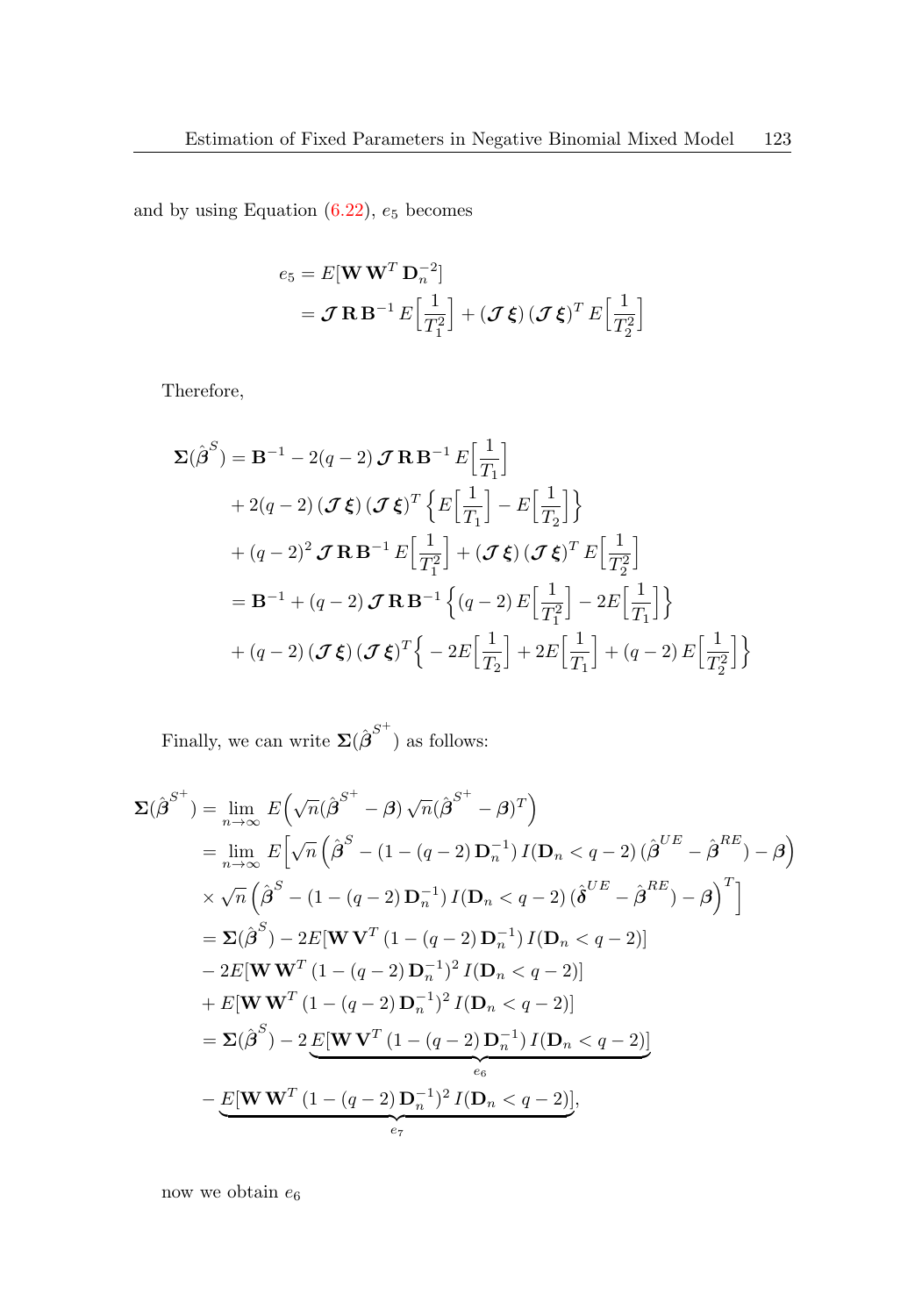and by using Equation (6.22), $e_5$ becomes

$$
\begin{aligned}
e_5 &= E[\mathbf{W}\,\mathbf{W}^T\,\mathbf{D}_n^{-2}] \\
&= \boldsymbol{\mathcal{J}}\,\mathbf{R}\,\mathbf{B}^{-1}\,E\Big[\frac{1}{T_1^2}\Big] + (\boldsymbol{\mathcal{J}}\,\boldsymbol{\xi})\,(\boldsymbol{\mathcal{J}}\,\boldsymbol{\xi})^T\,E\Big[\frac{1}{T_2^2}\Big]
\end{aligned}
$$

Therefore,

$$
\begin{aligned}
\boldsymbol{\Sigma}(\hat{\boldsymbol{\beta}}^S) &= \mathbf{B}^{-1} - 2(q-2)\,\boldsymbol{\mathcal{J}}\,\mathbf{R}\,\mathbf{B}^{-1}\,E\Big[\frac{1}{T_1}\Big] \\
&\quad + 2(q-2)\,(\boldsymbol{\mathcal{J}}\,\boldsymbol{\xi})\,(\boldsymbol{\mathcal{J}}\,\boldsymbol{\xi})^T\Big\{E\Big[\frac{1}{T_1}\Big] - E\Big[\frac{1}{T_2}\Big]\Big\} \\
&\quad + (q-2)^2\,\boldsymbol{\mathcal{J}}\,\mathbf{R}\,\mathbf{B}^{-1}\,E\Big[\frac{1}{T_1^2}\Big] + (\boldsymbol{\mathcal{J}}\,\boldsymbol{\xi})\,(\boldsymbol{\mathcal{J}}\,\boldsymbol{\xi})^T\,E\Big[\frac{1}{T_2^2}\Big] \\
&= \mathbf{B}^{-1} + (q-2)\,\boldsymbol{\mathcal{J}}\,\mathbf{R}\,\mathbf{B}^{-1}\Big\{(q-2)\,E\Big[\frac{1}{T_1^2}\Big] - 2E\Big[\frac{1}{T_1}\Big]\Big\} \\
&\quad + (q-2)\,(\boldsymbol{\mathcal{J}}\,\boldsymbol{\xi})\,(\boldsymbol{\mathcal{J}}\,\boldsymbol{\xi})^T\Big\{-2E\Big[\frac{1}{T_2}\Big] + 2E\Big[\frac{1}{T_1}\Big] + (q-2)\,E\Big[\frac{1}{T_2^2}\Big]\Big\}
\end{aligned}
$$

Finally, we can write $\boldsymbol{\Sigma}(\hat{\boldsymbol{\beta}}^{S^+})$ as follows:

$$
\begin{aligned}
\boldsymbol{\Sigma}(\hat{\boldsymbol{\beta}}^{S^+}) &= \lim_{n\to\infty} E\Big(\sqrt{n}(\hat{\boldsymbol{\beta}}^{S^+} - \boldsymbol{\beta})\,\sqrt{n}(\hat{\boldsymbol{\beta}}^{S^+} - \boldsymbol{\beta})^T\Big) \\
&= \lim_{n\to\infty} E\Big[\sqrt{n}\,\Big(\hat{\boldsymbol{\beta}}^S - (1-(q-2)\,\mathbf{D}_n^{-1})\,I(\mathbf{D}_n < q-2)\,(\hat{\boldsymbol{\beta}}^{UE} - \hat{\boldsymbol{\beta}}^{RE}) - \boldsymbol{\beta}\Big) \\
&\quad \times \sqrt{n}\,\Big(\hat{\boldsymbol{\beta}}^S - (1-(q-2)\,\mathbf{D}_n^{-1})\,I(\mathbf{D}_n < q-2)\,(\hat{\boldsymbol{\delta}}^{UE} - \hat{\boldsymbol{\beta}}^{RE}) - \boldsymbol{\beta}\Big)^T\Big] \\
&= \boldsymbol{\Sigma}(\hat{\boldsymbol{\beta}}^S) - 2E[\mathbf{W}\,\mathbf{V}^T\,(1-(q-2)\,\mathbf{D}_n^{-1})\,I(\mathbf{D}_n < q-2)] \\
&\quad - 2E[\mathbf{W}\,\mathbf{W}^T\,(1-(q-2)\,\mathbf{D}_n^{-1})^2\,I(\mathbf{D}_n < q-2)] \\
&\quad + E[\mathbf{W}\,\mathbf{W}^T\,(1-(q-2)\,\mathbf{D}_n^{-1})^2\,I(\mathbf{D}_n < q-2)] \\
&= \boldsymbol{\Sigma}(\hat{\boldsymbol{\beta}}^S) - 2\underbrace{E[\mathbf{W}\,\mathbf{V}^T\,(1-(q-2)\,\mathbf{D}_n^{-1})\,I(\mathbf{D}_n < q-2)]}_{e_6} \\
&\quad - \underbrace{E[\mathbf{W}\,\mathbf{W}^T\,(1-(q-2)\,\mathbf{D}_n^{-1})^2\,I(\mathbf{D}_n < q-2)]}_{e_7},
\end{aligned}
$$

now we obtain $e_6$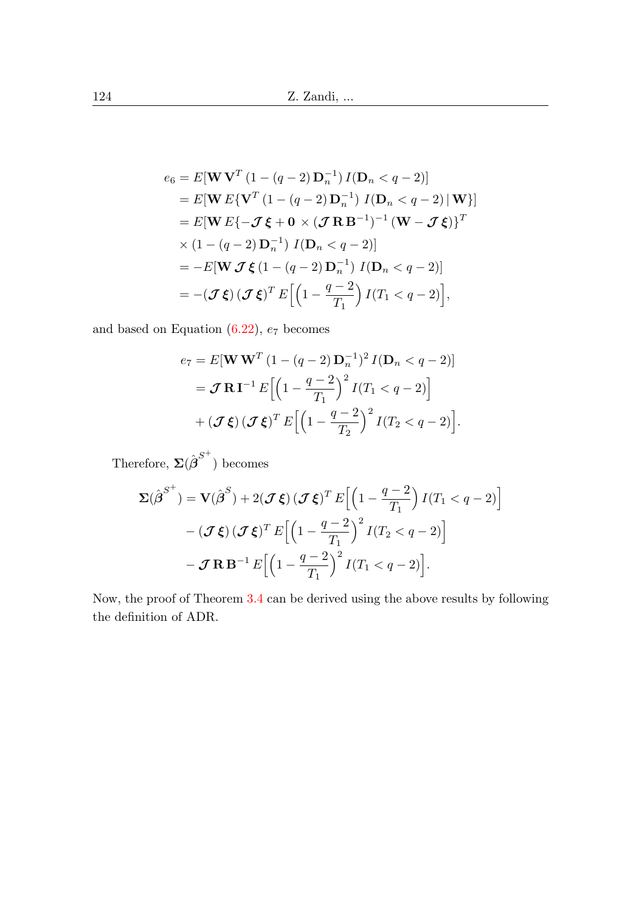$$
\begin{aligned}
e_6 &= E[\mathbf{W}\,\mathbf{V}^T\,(1-(q-2)\,\mathbf{D}_n^{-1})\,I(\mathbf{D}_n < q-2)] \\
&= E[\mathbf{W}\,E\{\mathbf{V}^T\,(1-(q-2)\,\mathbf{D}_n^{-1})\;I(\mathbf{D}_n < q-2)\,|\,\mathbf{W}\}] \\
&= E[\mathbf{W}\,E\{-\boldsymbol{\mathcal{J}}\,\boldsymbol{\xi} + \mathbf{0}\,\times(\boldsymbol{\mathcal{J}}\,\mathbf{R}\,\mathbf{B}^{-1})^{-1}\,(\mathbf{W}-\boldsymbol{\mathcal{J}}\,\boldsymbol{\xi})\}^T \\
&\times(1-(q-2)\,\mathbf{D}_n^{-1})\;I(\mathbf{D}_n < q-2)] \\
&= -E[\mathbf{W}\,\boldsymbol{\mathcal{J}}\,\boldsymbol{\xi}\,(1-(q-2)\,\mathbf{D}_n^{-1})\;I(\mathbf{D}_n < q-2)] \\
&= -(\boldsymbol{\mathcal{J}}\,\boldsymbol{\xi})\,(\boldsymbol{\mathcal{J}}\,\boldsymbol{\xi})^T\,E\Big[\Big(1-\frac{q-2}{T_1}\Big)\,I(T_1 < q-2)\Big],
\end{aligned}
$$

and based on Equation (6.22), $e_7$ becomes

$$
\begin{aligned}
e_7 &= E[\mathbf{W}\,\mathbf{W}^T\,(1-(q-2)\,\mathbf{D}_n^{-1})^2\,I(\mathbf{D}_n < q-2)] \\
&= \boldsymbol{\mathcal{J}}\,\mathbf{R}\,\mathbf{I}^{-1}\,E\Big[\Big(1-\frac{q-2}{T_1}\Big)^2\,I(T_1 < q-2)\Big] \\
&+(\boldsymbol{\mathcal{J}}\,\boldsymbol{\xi})\,(\boldsymbol{\mathcal{J}}\,\boldsymbol{\xi})^T\,E\Big[\Big(1-\frac{q-2}{T_2}\Big)^2\,I(T_2 < q-2)\Big].
\end{aligned}
$$

Therefore, $\boldsymbol{\Sigma}(\hat{\boldsymbol{\beta}}^{S^+})$ becomes

$$
\begin{aligned}
\boldsymbol{\Sigma}(\hat{\boldsymbol{\beta}}^{S^+}) &= \mathbf{V}(\hat{\boldsymbol{\beta}}^{S}) + 2(\boldsymbol{\mathcal{J}}\,\boldsymbol{\xi})\,(\boldsymbol{\mathcal{J}}\,\boldsymbol{\xi})^T\,E\Big[\Big(1-\frac{q-2}{T_1}\Big)\,I(T_1 < q-2)\Big] \\
&-(\boldsymbol{\mathcal{J}}\,\boldsymbol{\xi})\,(\boldsymbol{\mathcal{J}}\,\boldsymbol{\xi})^T\,E\Big[\Big(1-\frac{q-2}{T_1}\Big)^2\,I(T_2 < q-2)\Big] \\
&-\boldsymbol{\mathcal{J}}\,\mathbf{R}\,\mathbf{B}^{-1}\,E\Big[\Big(1-\frac{q-2}{T_1}\Big)^2\,I(T_1 < q-2)\Big].
\end{aligned}
$$

Now, the proof of Theorem 3.4 can be derived using the above results by following the definition of ADR.